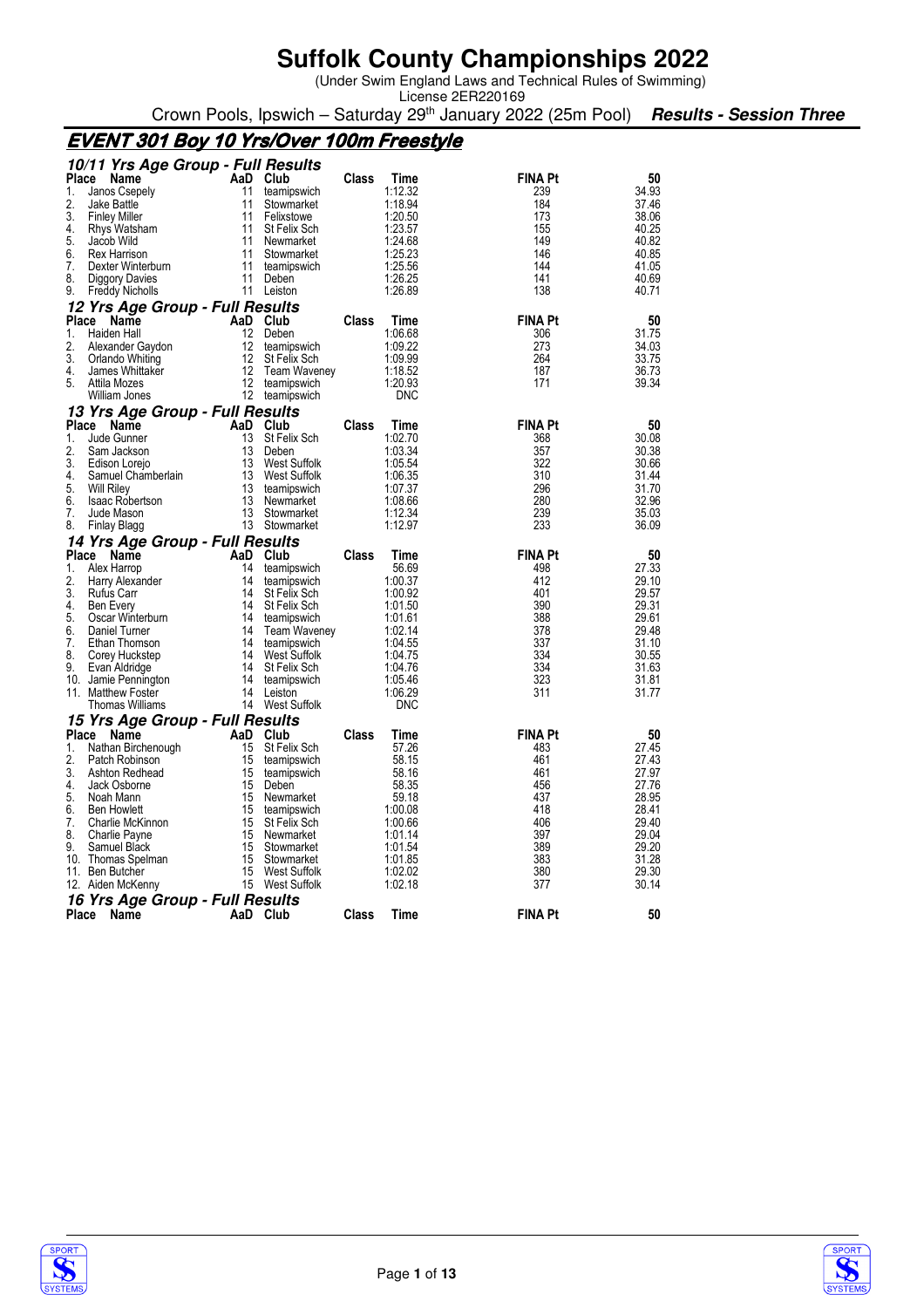# Suffolk County Championships 2022

(Under Swim England Laws and Technical Rules of Swimming)
License 2ER220169

Crown Pools, Ipswich – Saturday 29th January 2022 (25m Pool) ***Results - Session Three***

## EVENT 301 Boy 10 Yrs/Over 100m Freestyle

### 10/11 Yrs Age Group - Full Results

| Place | Name | AaD | Club | Class | Time | FINA Pt | 50 |
|---|---|---|---|---|---|---|---|
| 1. | Janos Csepely | 11 | teamipswich | | 1:12.32 | 239 | 34.93 |
| 2. | Jake Battle | 11 | Stowmarket | | 1:18.94 | 184 | 37.46 |
| 3. | Finley Miller | 11 | Felixstowe | | 1:20.50 | 173 | 38.06 |
| 4. | Rhys Watsham | 11 | St Felix Sch | | 1:23.57 | 155 | 40.25 |
| 5. | Jacob Wild | 11 | Newmarket | | 1:24.68 | 149 | 40.82 |
| 6. | Rex Harrison | 11 | Stowmarket | | 1:25.23 | 146 | 40.85 |
| 7. | Dexter Winterburn | 11 | teamipswich | | 1:25.56 | 144 | 41.05 |
| 8. | Diggory Davies | 11 | Deben | | 1:26.25 | 141 | 40.69 |
| 9. | Freddy Nicholls | 11 | Leiston | | 1:26.89 | 138 | 40.71 |

### 12 Yrs Age Group - Full Results

| Place | Name | AaD | Club | Class | Time | FINA Pt | 50 |
|---|---|---|---|---|---|---|---|
| 1. | Haiden Hall | 12 | Deben | | 1:06.68 | 306 | 31.75 |
| 2. | Alexander Gaydon | 12 | teamipswich | | 1:09.22 | 273 | 34.03 |
| 3. | Orlando Whiting | 12 | St Felix Sch | | 1:09.99 | 264 | 33.75 |
| 4. | James Whittaker | 12 | Team Waveney | | 1:18.52 | 187 | 36.73 |
| 5. | Attila Mozes | 12 | teamipswich | | 1:20.93 | 171 | 39.34 |
| | William Jones | 12 | teamipswich | | DNC | | |

### 13 Yrs Age Group - Full Results

| Place | Name | AaD | Club | Class | Time | FINA Pt | 50 |
|---|---|---|---|---|---|---|---|
| 1. | Jude Gunner | 13 | St Felix Sch | | 1:02.70 | 368 | 30.08 |
| 2. | Sam Jackson | 13 | Deben | | 1:03.34 | 357 | 30.38 |
| 3. | Edison Lorejo | 13 | West Suffolk | | 1:05.54 | 322 | 30.66 |
| 4. | Samuel Chamberlain | 13 | West Suffolk | | 1:06.35 | 310 | 31.44 |
| 5. | Will Riley | 13 | teamipswich | | 1:07.37 | 296 | 31.70 |
| 6. | Isaac Robertson | 13 | Newmarket | | 1:08.66 | 280 | 32.96 |
| 7. | Jude Mason | 13 | Stowmarket | | 1:12.34 | 239 | 35.03 |
| 8. | Finlay Blagg | 13 | Stowmarket | | 1:12.97 | 233 | 36.09 |

### 14 Yrs Age Group - Full Results

| Place | Name | AaD | Club | Class | Time | FINA Pt | 50 |
|---|---|---|---|---|---|---|---|
| 1. | Alex Harrop | 14 | teamipswich | | 56.69 | 498 | 27.33 |
| 2. | Harry Alexander | 14 | teamipswich | | 1:00.37 | 412 | 29.10 |
| 3. | Rufus Carr | 14 | St Felix Sch | | 1:00.92 | 401 | 29.57 |
| 4. | Ben Every | 14 | St Felix Sch | | 1:01.50 | 390 | 29.31 |
| 5. | Oscar Winterburn | 14 | teamipswich | | 1:01.61 | 388 | 29.61 |
| 6. | Daniel Turner | 14 | Team Waveney | | 1:02.14 | 378 | 29.48 |
| 7. | Ethan Thomson | 14 | teamipswich | | 1:04.55 | 337 | 31.10 |
| 8. | Corey Huckstep | 14 | West Suffolk | | 1:04.75 | 334 | 30.55 |
| 9. | Evan Aldridge | 14 | St Felix Sch | | 1:04.76 | 334 | 31.63 |
| 10. | Jamie Pennington | 14 | teamipswich | | 1:05.46 | 323 | 31.81 |
| 11. | Matthew Foster | 14 | Leiston | | 1:06.29 | 311 | 31.77 |
| | Thomas Williams | 14 | West Suffolk | | DNC | | |

### 15 Yrs Age Group - Full Results

| Place | Name | AaD | Club | Class | Time | FINA Pt | 50 |
|---|---|---|---|---|---|---|---|
| 1. | Nathan Birchenough | 15 | St Felix Sch | | 57.26 | 483 | 27.45 |
| 2. | Patch Robinson | 15 | teamipswich | | 58.15 | 461 | 27.43 |
| 3. | Ashton Redhead | 15 | teamipswich | | 58.16 | 461 | 27.97 |
| 4. | Jack Osborne | 15 | Deben | | 58.35 | 456 | 27.76 |
| 5. | Noah Mann | 15 | Newmarket | | 59.18 | 437 | 28.95 |
| 6. | Ben Howlett | 15 | teamipswich | | 1:00.08 | 418 | 28.41 |
| 7. | Charlie McKinnon | 15 | St Felix Sch | | 1:00.66 | 406 | 29.40 |
| 8. | Charlie Payne | 15 | Newmarket | | 1:01.14 | 397 | 29.04 |
| 9. | Samuel Black | 15 | Stowmarket | | 1:01.54 | 389 | 29.20 |
| 10. | Thomas Spelman | 15 | Stowmarket | | 1:01.85 | 383 | 31.28 |
| 11. | Ben Butcher | 15 | West Suffolk | | 1:02.02 | 380 | 29.30 |
| 12. | Aiden McKenny | 15 | West Suffolk | | 1:02.18 | 377 | 30.14 |

### 16 Yrs Age Group - Full Results

| Place | Name | AaD | Club | Class | Time | FINA Pt | 50 |
|---|---|---|---|---|---|---|---|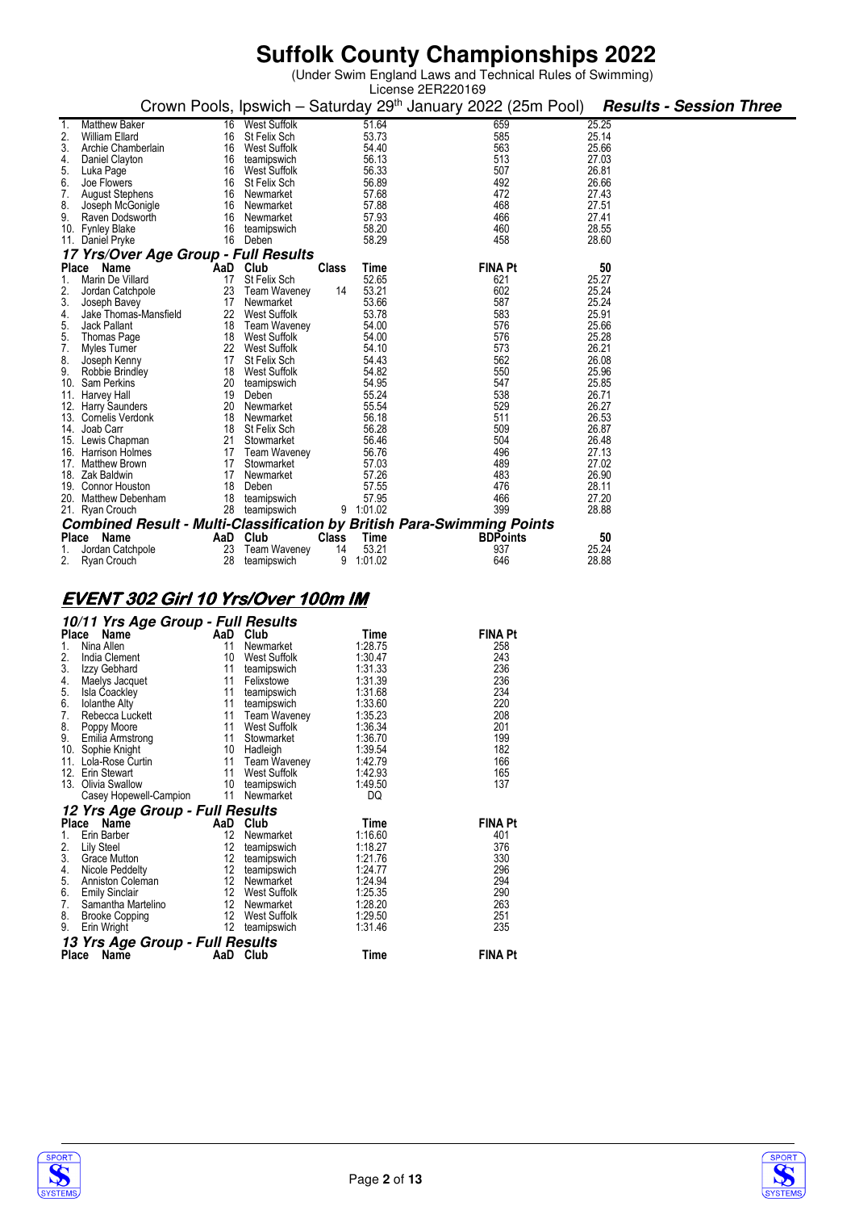# Suffolk County Championships 2022

(Under Swim England Laws and Technical Rules of Swimming)
License 2ER220169

Crown Pools, Ipswich – Saturday 29th January 2022 (25m Pool) ***Results - Session Three***

| Place | Name | AaD | Club | Time | FINA Pt | 50 |
|---|---|---|---|---|---|---|
| 1. | Matthew Baker | 16 | West Suffolk | 51.64 | 659 | 25.25 |
| 2. | William Ellard | 16 | St Felix Sch | 53.73 | 585 | 25.14 |
| 3. | Archie Chamberlain | 16 | West Suffolk | 54.40 | 563 | 25.66 |
| 4. | Daniel Clayton | 16 | teamipswich | 56.13 | 513 | 27.03 |
| 5. | Luka Page | 16 | West Suffolk | 56.33 | 507 | 26.81 |
| 6. | Joe Flowers | 16 | St Felix Sch | 56.89 | 492 | 26.66 |
| 7. | August Stephens | 16 | Newmarket | 57.68 | 472 | 27.43 |
| 8. | Joseph McGonigle | 16 | Newmarket | 57.88 | 468 | 27.51 |
| 9. | Raven Dodsworth | 16 | Newmarket | 57.93 | 466 | 27.41 |
| 10. | Fynley Blake | 16 | teamipswich | 58.20 | 460 | 28.55 |
| 11. | Daniel Pryke | 16 | Deben | 58.29 | 458 | 28.60 |

### *17 Yrs/Over Age Group - Full Results*

| Place | Name | AaD | Club | Class | Time | FINA Pt | 50 |
|---|---|---|---|---|---|---|---|
| 1. | Marin De Villard | 17 | St Felix Sch | | 52.65 | 621 | 25.27 |
| 2. | Jordan Catchpole | 23 | Team Waveney | 14 | 53.21 | 602 | 25.24 |
| 3. | Joseph Bavey | 17 | Newmarket | | 53.66 | 587 | 25.24 |
| 4. | Jake Thomas-Mansfield | 22 | West Suffolk | | 53.78 | 583 | 25.91 |
| 5. | Jack Pallant | 18 | Team Waveney | | 54.00 | 576 | 25.66 |
| 5. | Thomas Page | 18 | West Suffolk | | 54.00 | 576 | 25.28 |
| 7. | Myles Turner | 22 | West Suffolk | | 54.10 | 573 | 26.21 |
| 8. | Joseph Kenny | 17 | St Felix Sch | | 54.43 | 562 | 26.08 |
| 9. | Robbie Brindley | 18 | West Suffolk | | 54.82 | 550 | 25.96 |
| 10. | Sam Perkins | 20 | teamipswich | | 54.95 | 547 | 25.85 |
| 11. | Harvey Hall | 19 | Deben | | 55.24 | 538 | 26.71 |
| 12. | Harry Saunders | 20 | Newmarket | | 55.54 | 529 | 26.27 |
| 13. | Cornelis Verdonk | 18 | Newmarket | | 56.18 | 511 | 26.53 |
| 14. | Joab Carr | 18 | St Felix Sch | | 56.28 | 509 | 26.87 |
| 15. | Lewis Chapman | 21 | Stowmarket | | 56.46 | 504 | 26.48 |
| 16. | Harrison Holmes | 17 | Team Waveney | | 56.76 | 496 | 27.13 |
| 17. | Matthew Brown | 17 | Stowmarket | | 57.03 | 489 | 27.02 |
| 18. | Zak Baldwin | 17 | Newmarket | | 57.26 | 483 | 26.90 |
| 19. | Connor Houston | 18 | Deben | | 57.55 | 476 | 28.11 |
| 20. | Matthew Debenham | 18 | teamipswich | | 57.95 | 466 | 27.20 |
| 21. | Ryan Crouch | 28 | teamipswich | 9 | 1:01.02 | 399 | 28.88 |

### *Combined Result - Multi-Classification by British Para-Swimming Points*

| Place | Name | AaD | Club | Class | Time | BDPoints | 50 |
|---|---|---|---|---|---|---|---|
| 1. | Jordan Catchpole | 23 | Team Waveney | 14 | 53.21 | 937 | 25.24 |
| 2. | Ryan Crouch | 28 | teamipswich | 9 | 1:01.02 | 646 | 28.88 |

## *EVENT 302 Girl 10 Yrs/Over 100m IM*

### *10/11 Yrs Age Group - Full Results*

| Place | Name | AaD | Club | Time | FINA Pt |
|---|---|---|---|---|---|
| 1. | Nina Allen | 11 | Newmarket | 1:28.75 | 258 |
| 2. | India Clement | 10 | West Suffolk | 1:30.47 | 243 |
| 3. | Izzy Gebhard | 11 | teamipswich | 1:31.33 | 236 |
| 4. | Maelys Jacquet | 11 | Felixstowe | 1:31.39 | 236 |
| 5. | Isla Coackley | 11 | teamipswich | 1:31.68 | 234 |
| 6. | Iolanthe Alty | 11 | teamipswich | 1:33.60 | 220 |
| 7. | Rebecca Luckett | 11 | Team Waveney | 1:35.23 | 208 |
| 8. | Poppy Moore | 11 | West Suffolk | 1:36.34 | 201 |
| 9. | Emilia Armstrong | 11 | Stowmarket | 1:36.70 | 199 |
| 10. | Sophie Knight | 10 | Hadleigh | 1:39.54 | 182 |
| 11. | Lola-Rose Curtin | 11 | Team Waveney | 1:42.79 | 166 |
| 12. | Erin Stewart | 11 | West Suffolk | 1:42.93 | 165 |
| 13. | Olivia Swallow | 10 | teamipswich | 1:49.50 | 137 |
| | Casey Hopewell-Campion | 11 | Newmarket | DQ | |

### *12 Yrs Age Group - Full Results*

| Place | Name | AaD | Club | Time | FINA Pt |
|---|---|---|---|---|---|
| 1. | Erin Barber | 12 | Newmarket | 1:16.60 | 401 |
| 2. | Lily Steel | 12 | teamipswich | 1:18.27 | 376 |
| 3. | Grace Mutton | 12 | teamipswich | 1:21.76 | 330 |
| 4. | Nicole Peddelty | 12 | teamipswich | 1:24.77 | 296 |
| 5. | Anniston Coleman | 12 | Newmarket | 1:24.94 | 294 |
| 6. | Emily Sinclair | 12 | West Suffolk | 1:25.35 | 290 |
| 7. | Samantha Martelino | 12 | Newmarket | 1:28.20 | 263 |
| 8. | Brooke Copping | 12 | West Suffolk | 1:29.50 | 251 |
| 9. | Erin Wright | 12 | teamipswich | 1:31.46 | 235 |

### *13 Yrs Age Group - Full Results*

| Place | Name | AaD | Club | Time | FINA Pt |
|---|---|---|---|---|---|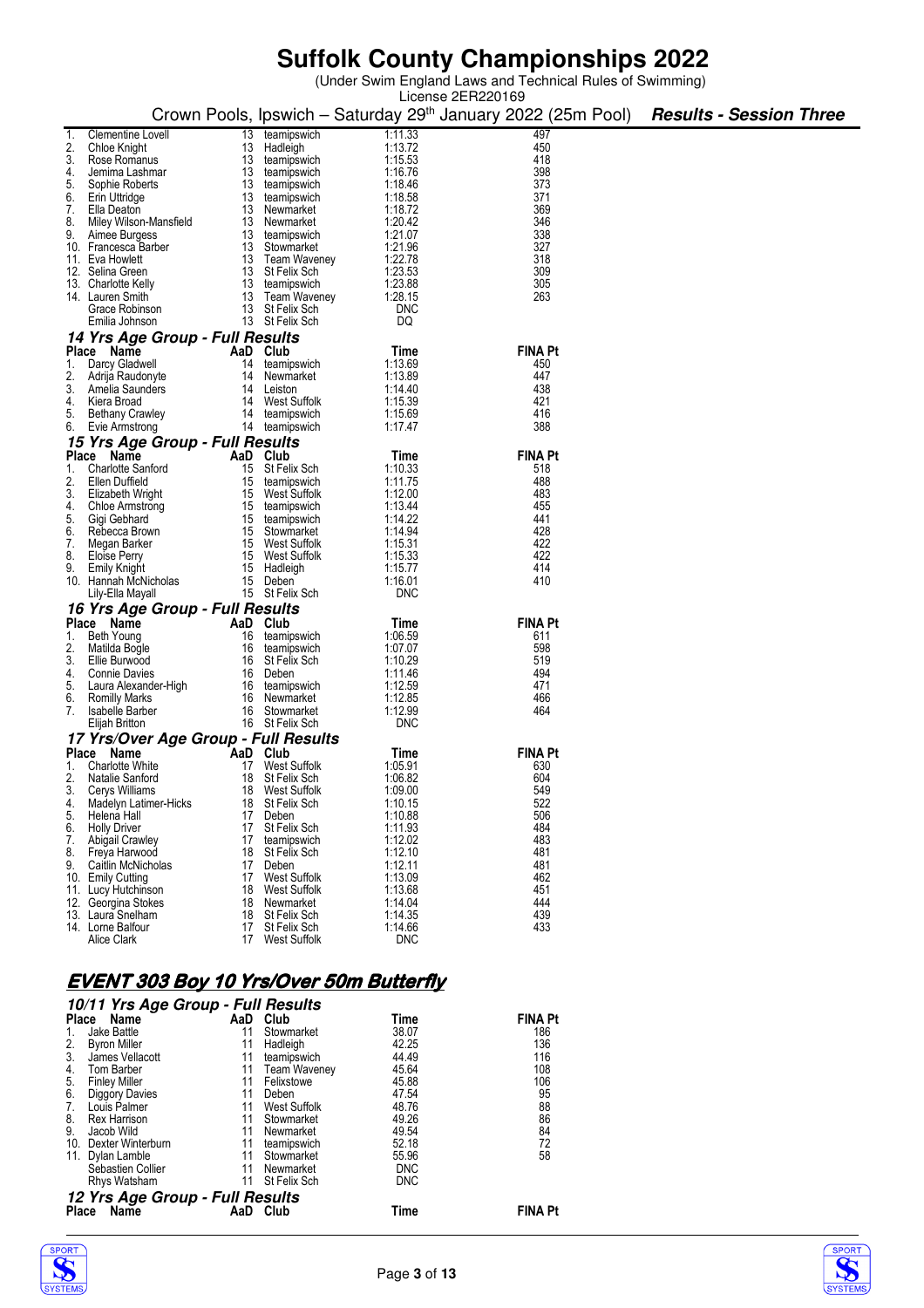# Suffolk County Championships 2022

(Under Swim England Laws and Technical Rules of Swimming)
License 2ER220169

Crown Pools, Ipswich – Saturday 29th January 2022 (25m Pool) ***Results - Session Three***

| Place | Name | AaD | Club | Time | FINA Pt |
|---|---|---|---|---|---|
| 1. | Clementine Lovell | 13 | teamipswich | 1:11.33 | 497 |
| 2. | Chloe Knight | 13 | Hadleigh | 1:13.72 | 450 |
| 3. | Rose Romanus | 13 | teamipswich | 1:15.53 | 418 |
| 4. | Jemima Lashmar | 13 | teamipswich | 1:16.76 | 398 |
| 5. | Sophie Roberts | 13 | teamipswich | 1:18.46 | 373 |
| 6. | Erin Uttridge | 13 | teamipswich | 1:18.58 | 371 |
| 7. | Ella Deaton | 13 | Newmarket | 1:18.72 | 369 |
| 8. | Miley Wilson-Mansfield | 13 | Newmarket | 1:20.42 | 346 |
| 9. | Aimee Burgess | 13 | teamipswich | 1:21.07 | 338 |
| 10. | Francesca Barber | 13 | Stowmarket | 1:21.96 | 327 |
| 11. | Eva Howlett | 13 | Team Waveney | 1:22.78 | 318 |
| 12. | Selina Green | 13 | St Felix Sch | 1:23.53 | 309 |
| 13. | Charlotte Kelly | 13 | teamipswich | 1:23.88 | 305 |
| 14. | Lauren Smith | 13 | Team Waveney | 1:28.15 | 263 |
| | Grace Robinson | 13 | St Felix Sch | DNC | |
| | Emilia Johnson | 13 | St Felix Sch | DQ | |

### *14 Yrs Age Group - Full Results*

| Place | Name | AaD | Club | Time | FINA Pt |
|---|---|---|---|---|---|
| 1. | Darcy Gladwell | 14 | teamipswich | 1:13.69 | 450 |
| 2. | Adrija Raudonyte | 14 | Newmarket | 1:13.89 | 447 |
| 3. | Amelia Saunders | 14 | Leiston | 1:14.40 | 438 |
| 4. | Kiera Broad | 14 | West Suffolk | 1:15.39 | 421 |
| 5. | Bethany Crawley | 14 | teamipswich | 1:15.69 | 416 |
| 6. | Evie Armstrong | 14 | teamipswich | 1:17.47 | 388 |

### *15 Yrs Age Group - Full Results*

| Place | Name | AaD | Club | Time | FINA Pt |
|---|---|---|---|---|---|
| 1. | Charlotte Sanford | 15 | St Felix Sch | 1:10.33 | 518 |
| 2. | Ellen Duffield | 15 | teamipswich | 1:11.75 | 488 |
| 3. | Elizabeth Wright | 15 | West Suffolk | 1:12.00 | 483 |
| 4. | Chloe Armstrong | 15 | teamipswich | 1:13.44 | 455 |
| 5. | Gigi Gebhard | 15 | teamipswich | 1:14.22 | 441 |
| 6. | Rebecca Brown | 15 | Stowmarket | 1:14.94 | 428 |
| 7. | Megan Barker | 15 | West Suffolk | 1:15.31 | 422 |
| 8. | Eloise Perry | 15 | West Suffolk | 1:15.33 | 422 |
| 9. | Emily Knight | 15 | Hadleigh | 1:15.77 | 414 |
| 10. | Hannah McNicholas | 15 | Deben | 1:16.01 | 410 |
| | Lily-Ella Mayall | 15 | St Felix Sch | DNC | |

### *16 Yrs Age Group - Full Results*

| Place | Name | AaD | Club | Time | FINA Pt |
|---|---|---|---|---|---|
| 1. | Beth Young | 16 | teamipswich | 1:06.59 | 611 |
| 2. | Matilda Bogle | 16 | teamipswich | 1:07.07 | 598 |
| 3. | Ellie Burwood | 16 | St Felix Sch | 1:10.29 | 519 |
| 4. | Connie Davies | 16 | Deben | 1:11.46 | 494 |
| 5. | Laura Alexander-High | 16 | teamipswich | 1:12.59 | 471 |
| 6. | Romilly Marks | 16 | Newmarket | 1:12.85 | 466 |
| 7. | Isabelle Barber | 16 | Stowmarket | 1:12.99 | 464 |
| | Elijah Britton | 16 | St Felix Sch | DNC | |

### *17 Yrs/Over Age Group - Full Results*

| Place | Name | AaD | Club | Time | FINA Pt |
|---|---|---|---|---|---|
| 1. | Charlotte White | 17 | West Suffolk | 1:05.91 | 630 |
| 2. | Natalie Sanford | 18 | St Felix Sch | 1:06.82 | 604 |
| 3. | Cerys Williams | 18 | West Suffolk | 1:09.00 | 549 |
| 4. | Madelyn Latimer-Hicks | 18 | St Felix Sch | 1:10.15 | 522 |
| 5. | Helena Hall | 17 | Deben | 1:10.88 | 506 |
| 6. | Holly Driver | 17 | St Felix Sch | 1:11.93 | 484 |
| 7. | Abigail Crawley | 17 | teamipswich | 1:12.02 | 483 |
| 8. | Freya Harwood | 18 | St Felix Sch | 1:12.10 | 481 |
| 9. | Caitlin McNicholas | 17 | Deben | 1:12.11 | 481 |
| 10. | Emily Cutting | 17 | West Suffolk | 1:13.09 | 462 |
| 11. | Lucy Hutchinson | 18 | West Suffolk | 1:13.68 | 451 |
| 12. | Georgina Stokes | 18 | Newmarket | 1:14.04 | 444 |
| 13. | Laura Snelham | 18 | St Felix Sch | 1:14.35 | 439 |
| 14. | Lorne Balfour | 17 | St Felix Sch | 1:14.66 | 433 |
| | Alice Clark | 17 | West Suffolk | DNC | |

## ***EVENT 303 Boy 10 Yrs/Over 50m Butterfly***

### *10/11 Yrs Age Group - Full Results*

| Place | Name | AaD | Club | Time | FINA Pt |
|---|---|---|---|---|---|
| 1. | Jake Battle | 11 | Stowmarket | 38.07 | 186 |
| 2. | Byron Miller | 11 | Hadleigh | 42.25 | 136 |
| 3. | James Vellacott | 11 | teamipswich | 44.49 | 116 |
| 4. | Tom Barber | 11 | Team Waveney | 45.64 | 108 |
| 5. | Finley Miller | 11 | Felixstowe | 45.88 | 106 |
| 6. | Diggory Davies | 11 | Deben | 47.54 | 95 |
| 7. | Louis Palmer | 11 | West Suffolk | 48.76 | 88 |
| 8. | Rex Harrison | 11 | Stowmarket | 49.26 | 86 |
| 9. | Jacob Wild | 11 | Newmarket | 49.54 | 84 |
| 10. | Dexter Winterburn | 11 | teamipswich | 52.18 | 72 |
| 11. | Dylan Lamble | 11 | Stowmarket | 55.96 | 58 |
| | Sebastien Collier | 11 | Newmarket | DNC | |
| | Rhys Watsham | 11 | St Felix Sch | DNC | |

### *12 Yrs Age Group - Full Results*

| Place | Name | AaD | Club | Time | FINA Pt |
|---|---|---|---|---|---|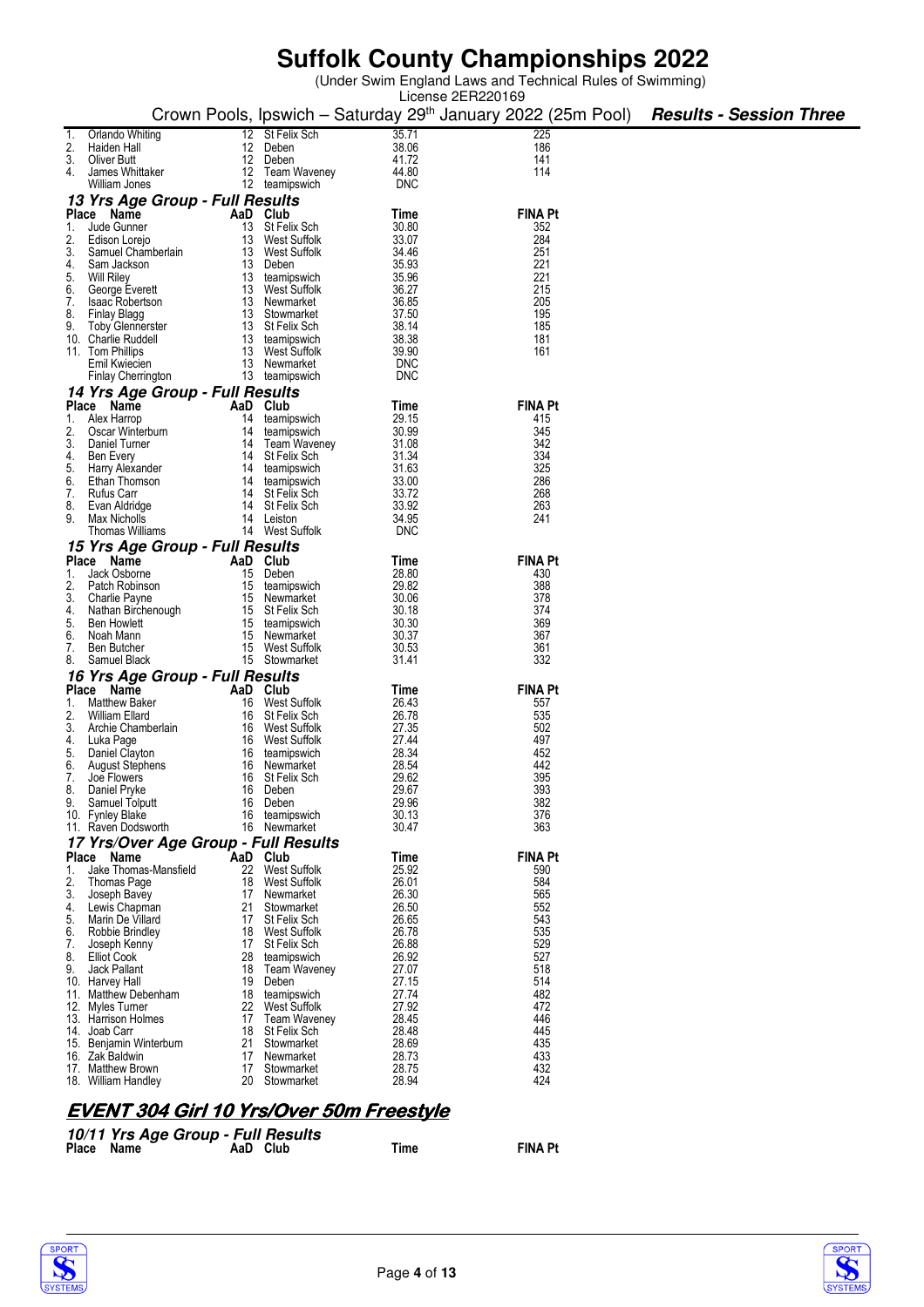# Suffolk County Championships 2022

(Under Swim England Laws and Technical Rules of Swimming)
License 2ER220169

Crown Pools, Ipswich – Saturday 29th January 2022 (25m Pool) ***Results - Session Three***

| Place | Name | AaD | Club | Time | FINA Pt |
|---|---|---|---|---|---|
| 1. | Orlando Whiting | 12 | St Felix Sch | 35.71 | 225 |
| 2. | Haiden Hall | 12 | Deben | 38.06 | 186 |
| 3. | Oliver Butt | 12 | Deben | 41.72 | 141 |
| 4. | James Whittaker | 12 | Team Waveney | 44.80 | 114 |
| | William Jones | 12 | teamipswich | DNC | |

### *13 Yrs Age Group - Full Results*

| Place | Name | AaD | Club | Time | FINA Pt |
|---|---|---|---|---|---|
| 1. | Jude Gunner | 13 | St Felix Sch | 30.80 | 352 |
| 2. | Edison Lorejo | 13 | West Suffolk | 33.07 | 284 |
| 3. | Samuel Chamberlain | 13 | West Suffolk | 34.46 | 251 |
| 4. | Sam Jackson | 13 | Deben | 35.93 | 221 |
| 5. | Will Riley | 13 | teamipswich | 35.96 | 221 |
| 6. | George Everett | 13 | West Suffolk | 36.27 | 215 |
| 7. | Isaac Robertson | 13 | Newmarket | 36.85 | 205 |
| 8. | Finlay Blagg | 13 | Stowmarket | 37.50 | 195 |
| 9. | Toby Glennerster | 13 | St Felix Sch | 38.14 | 185 |
| 10. | Charlie Ruddell | 13 | teamipswich | 38.38 | 181 |
| 11. | Tom Phillips | 13 | West Suffolk | 39.90 | 161 |
| | Emil Kwiecien | 13 | Newmarket | DNC | |
| | Finlay Cherrington | 13 | teamipswich | DNC | |

### *14 Yrs Age Group - Full Results*

| Place | Name | AaD | Club | Time | FINA Pt |
|---|---|---|---|---|---|
| 1. | Alex Harrop | 14 | teamipswich | 29.15 | 415 |
| 2. | Oscar Winterburn | 14 | teamipswich | 30.99 | 345 |
| 3. | Daniel Turner | 14 | Team Waveney | 31.08 | 342 |
| 4. | Ben Every | 14 | St Felix Sch | 31.34 | 334 |
| 5. | Harry Alexander | 14 | teamipswich | 31.63 | 325 |
| 6. | Ethan Thomson | 14 | teamipswich | 33.00 | 286 |
| 7. | Rufus Carr | 14 | St Felix Sch | 33.72 | 268 |
| 8. | Evan Aldridge | 14 | St Felix Sch | 33.92 | 263 |
| 9. | Max Nicholls | 14 | Leiston | 34.95 | 241 |
| | Thomas Williams | 14 | West Suffolk | DNC | |

### *15 Yrs Age Group - Full Results*

| Place | Name | AaD | Club | Time | FINA Pt |
|---|---|---|---|---|---|
| 1. | Jack Osborne | 15 | Deben | 28.80 | 430 |
| 2. | Patch Robinson | 15 | teamipswich | 29.82 | 388 |
| 3. | Charlie Payne | 15 | Newmarket | 30.06 | 378 |
| 4. | Nathan Birchenough | 15 | St Felix Sch | 30.18 | 374 |
| 5. | Ben Howlett | 15 | teamipswich | 30.30 | 369 |
| 6. | Noah Mann | 15 | Newmarket | 30.37 | 367 |
| 7. | Ben Butcher | 15 | West Suffolk | 30.53 | 361 |
| 8. | Samuel Black | 15 | Stowmarket | 31.41 | 332 |

### *16 Yrs Age Group - Full Results*

| Place | Name | AaD | Club | Time | FINA Pt |
|---|---|---|---|---|---|
| 1. | Matthew Baker | 16 | West Suffolk | 26.43 | 557 |
| 2. | William Ellard | 16 | St Felix Sch | 26.78 | 535 |
| 3. | Archie Chamberlain | 16 | West Suffolk | 27.35 | 502 |
| 4. | Luka Page | 16 | West Suffolk | 27.44 | 497 |
| 5. | Daniel Clayton | 16 | teamipswich | 28.34 | 452 |
| 6. | August Stephens | 16 | Newmarket | 28.54 | 442 |
| 7. | Joe Flowers | 16 | St Felix Sch | 29.62 | 395 |
| 8. | Daniel Pryke | 16 | Deben | 29.67 | 393 |
| 9. | Samuel Tolputt | 16 | Deben | 29.96 | 382 |
| 10. | Fynley Blake | 16 | teamipswich | 30.13 | 376 |
| 11. | Raven Dodsworth | 16 | Newmarket | 30.47 | 363 |

### *17 Yrs/Over Age Group - Full Results*

| Place | Name | AaD | Club | Time | FINA Pt |
|---|---|---|---|---|---|
| 1. | Jake Thomas-Mansfield | 22 | West Suffolk | 25.92 | 590 |
| 2. | Thomas Page | 18 | West Suffolk | 26.01 | 584 |
| 3. | Joseph Bavey | 17 | Newmarket | 26.30 | 565 |
| 4. | Lewis Chapman | 21 | Stowmarket | 26.50 | 552 |
| 5. | Marin De Villard | 17 | St Felix Sch | 26.65 | 543 |
| 6. | Robbie Brindley | 18 | West Suffolk | 26.78 | 535 |
| 7. | Joseph Kenny | 17 | St Felix Sch | 26.88 | 529 |
| 8. | Elliot Cook | 28 | teamipswich | 26.92 | 527 |
| 9. | Jack Pallant | 18 | Team Waveney | 27.07 | 518 |
| 10. | Harvey Hall | 19 | Deben | 27.15 | 514 |
| 11. | Matthew Debenham | 18 | teamipswich | 27.74 | 482 |
| 12. | Myles Turner | 22 | West Suffolk | 27.92 | 472 |
| 13. | Harrison Holmes | 17 | Team Waveney | 28.45 | 446 |
| 14. | Joab Carr | 18 | St Felix Sch | 28.48 | 445 |
| 15. | Benjamin Winterburn | 21 | Stowmarket | 28.69 | 435 |
| 16. | Zak Baldwin | 17 | Newmarket | 28.73 | 433 |
| 17. | Matthew Brown | 17 | Stowmarket | 28.75 | 432 |
| 18. | William Handley | 20 | Stowmarket | 28.94 | 424 |

## ***EVENT 304 Girl 10 Yrs/Over 50m Freestyle***

### *10/11 Yrs Age Group - Full Results*

| Place | Name | AaD | Club | Time | FINA Pt |
|---|---|---|---|---|---|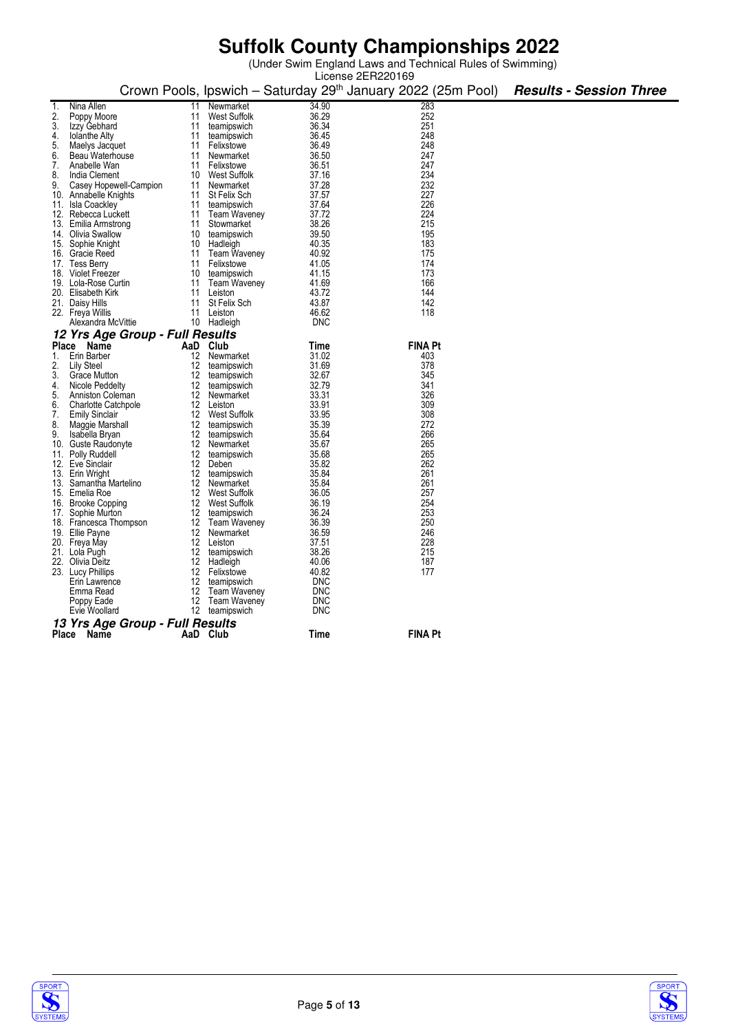# Suffolk County Championships 2022

(Under Swim England Laws and Technical Rules of Swimming)
License 2ER220169

Crown Pools, Ipswich – Saturday 29th January 2022 (25m Pool) ***Results - Session Three***

| Place | Name | AaD | Club | Time | FINA Pt |
|---|---|---|---|---|---|
| 1. | Nina Allen | 11 | Newmarket | 34.90 | 283 |
| 2. | Poppy Moore | 11 | West Suffolk | 36.29 | 252 |
| 3. | Izzy Gebhard | 11 | teamipswich | 36.34 | 251 |
| 4. | Iolanthe Alty | 11 | teamipswich | 36.45 | 248 |
| 5. | Maelys Jacquet | 11 | Felixstowe | 36.49 | 248 |
| 6. | Beau Waterhouse | 11 | Newmarket | 36.50 | 247 |
| 7. | Anabelle Wan | 11 | Felixstowe | 36.51 | 247 |
| 8. | India Clement | 10 | West Suffolk | 37.16 | 234 |
| 9. | Casey Hopewell-Campion | 11 | Newmarket | 37.28 | 232 |
| 10. | Annabelle Knights | 11 | St Felix Sch | 37.57 | 227 |
| 11. | Isla Coackley | 11 | teamipswich | 37.64 | 226 |
| 12. | Rebecca Luckett | 11 | Team Waveney | 37.72 | 224 |
| 13. | Emilia Armstrong | 11 | Stowmarket | 38.26 | 215 |
| 14. | Olivia Swallow | 10 | teamipswich | 39.50 | 195 |
| 15. | Sophie Knight | 10 | Hadleigh | 40.35 | 183 |
| 16. | Gracie Reed | 11 | Team Waveney | 40.92 | 175 |
| 17. | Tess Berry | 11 | Felixstowe | 41.05 | 174 |
| 18. | Violet Freezer | 10 | teamipswich | 41.15 | 173 |
| 19. | Lola-Rose Curtin | 11 | Team Waveney | 41.69 | 166 |
| 20. | Elisabeth Kirk | 11 | Leiston | 43.72 | 144 |
| 21. | Daisy Hills | 11 | St Felix Sch | 43.87 | 142 |
| 22. | Freya Willis | 11 | Leiston | 46.62 | 118 |
| | Alexandra McVittie | 10 | Hadleigh | DNC | |

### *12 Yrs Age Group - Full Results*

| Place | Name | AaD | Club | Time | FINA Pt |
|---|---|---|---|---|---|
| 1. | Erin Barber | 12 | Newmarket | 31.02 | 403 |
| 2. | Lily Steel | 12 | teamipswich | 31.69 | 378 |
| 3. | Grace Mutton | 12 | teamipswich | 32.67 | 345 |
| 4. | Nicole Peddelty | 12 | teamipswich | 32.79 | 341 |
| 5. | Anniston Coleman | 12 | Newmarket | 33.31 | 326 |
| 6. | Charlotte Catchpole | 12 | Leiston | 33.91 | 309 |
| 7. | Emily Sinclair | 12 | West Suffolk | 33.95 | 308 |
| 8. | Maggie Marshall | 12 | teamipswich | 35.39 | 272 |
| 9. | Isabella Bryan | 12 | teamipswich | 35.64 | 266 |
| 10. | Guste Raudonyte | 12 | Newmarket | 35.67 | 265 |
| 11. | Polly Ruddell | 12 | teamipswich | 35.68 | 265 |
| 12. | Eve Sinclair | 12 | Deben | 35.82 | 262 |
| 13. | Erin Wright | 12 | teamipswich | 35.84 | 261 |
| 13. | Samantha Martelino | 12 | Newmarket | 35.84 | 261 |
| 15. | Emelia Roe | 12 | West Suffolk | 36.05 | 257 |
| 16. | Brooke Copping | 12 | West Suffolk | 36.19 | 254 |
| 17. | Sophie Murton | 12 | teamipswich | 36.24 | 253 |
| 18. | Francesca Thompson | 12 | Team Waveney | 36.39 | 250 |
| 19. | Ellie Payne | 12 | Newmarket | 36.59 | 246 |
| 20. | Freya May | 12 | Leiston | 37.51 | 228 |
| 21. | Lola Pugh | 12 | teamipswich | 38.26 | 215 |
| 22. | Olivia Deitz | 12 | Hadleigh | 40.06 | 187 |
| 23. | Lucy Phillips | 12 | Felixstowe | 40.82 | 177 |
| | Erin Lawrence | 12 | teamipswich | DNC | |
| | Emma Read | 12 | Team Waveney | DNC | |
| | Poppy Eade | 12 | Team Waveney | DNC | |
| | Evie Woollard | 12 | teamipswich | DNC | |

### *13 Yrs Age Group - Full Results*

| Place | Name | AaD | Club | Time | FINA Pt |
|---|---|---|---|---|---|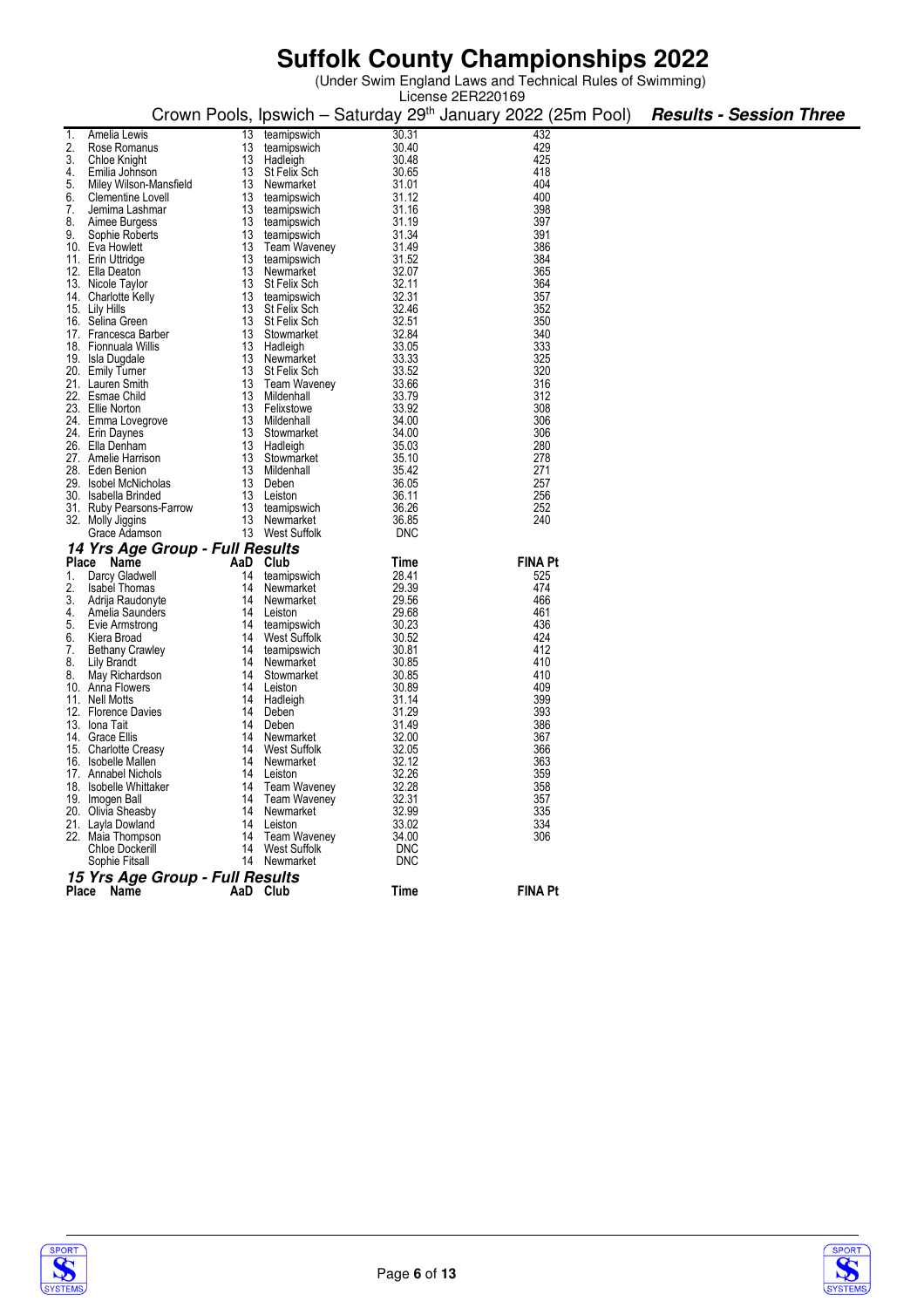# Suffolk County Championships 2022

(Under Swim England Laws and Technical Rules of Swimming)
License 2ER220169

Crown Pools, Ipswich – Saturday 29th January 2022 (25m Pool) ***Results - Session Three***

| Place | Name | AaD | Club | Time | FINA Pt |
|---|---|---|---|---|---|
| 1. | Amelia Lewis | 13 | teamipswich | 30.31 | 432 |
| 2. | Rose Romanus | 13 | teamipswich | 30.40 | 429 |
| 3. | Chloe Knight | 13 | Hadleigh | 30.48 | 425 |
| 4. | Emilia Johnson | 13 | St Felix Sch | 30.65 | 418 |
| 5. | Miley Wilson-Mansfield | 13 | Newmarket | 31.01 | 404 |
| 6. | Clementine Lovell | 13 | teamipswich | 31.12 | 400 |
| 7. | Jemima Lashmar | 13 | teamipswich | 31.16 | 398 |
| 8. | Aimee Burgess | 13 | teamipswich | 31.19 | 397 |
| 9. | Sophie Roberts | 13 | teamipswich | 31.34 | 391 |
| 10. | Eva Howlett | 13 | Team Waveney | 31.49 | 386 |
| 11. | Erin Uttridge | 13 | teamipswich | 31.52 | 384 |
| 12. | Ella Deaton | 13 | Newmarket | 32.07 | 365 |
| 13. | Nicole Taylor | 13 | St Felix Sch | 32.11 | 364 |
| 14. | Charlotte Kelly | 13 | teamipswich | 32.31 | 357 |
| 15. | Lily Hills | 13 | St Felix Sch | 32.46 | 352 |
| 16. | Selina Green | 13 | St Felix Sch | 32.51 | 350 |
| 17. | Francesca Barber | 13 | Stowmarket | 32.84 | 340 |
| 18. | Fionnuala Willis | 13 | Hadleigh | 33.05 | 333 |
| 19. | Isla Dugdale | 13 | Newmarket | 33.33 | 325 |
| 20. | Emily Turner | 13 | St Felix Sch | 33.52 | 320 |
| 21. | Lauren Smith | 13 | Team Waveney | 33.66 | 316 |
| 22. | Esmae Child | 13 | Mildenhall | 33.79 | 312 |
| 23. | Ellie Norton | 13 | Felixstowe | 33.92 | 308 |
| 24. | Emma Lovegrove | 13 | Mildenhall | 34.00 | 306 |
| 24. | Erin Daynes | 13 | Stowmarket | 34.00 | 306 |
| 26. | Ella Denham | 13 | Hadleigh | 35.03 | 280 |
| 27. | Amelie Harrison | 13 | Stowmarket | 35.10 | 278 |
| 28. | Eden Benion | 13 | Mildenhall | 35.42 | 271 |
| 29. | Isobel McNicholas | 13 | Deben | 36.05 | 257 |
| 30. | Isabella Brinded | 13 | Leiston | 36.11 | 256 |
| 31. | Ruby Pearsons-Farrow | 13 | teamipswich | 36.26 | 252 |
| 32. | Molly Jiggins | 13 | Newmarket | 36.85 | 240 |
| | Grace Adamson | 13 | West Suffolk | DNC | |

### *14 Yrs Age Group - Full Results*

| Place | Name | AaD | Club | Time | FINA Pt |
|---|---|---|---|---|---|
| 1. | Darcy Gladwell | 14 | teamipswich | 28.41 | 525 |
| 2. | Isabel Thomas | 14 | Newmarket | 29.39 | 474 |
| 3. | Adrija Raudonyte | 14 | Newmarket | 29.56 | 466 |
| 4. | Amelia Saunders | 14 | Leiston | 29.68 | 461 |
| 5. | Evie Armstrong | 14 | teamipswich | 30.23 | 436 |
| 6. | Kiera Broad | 14 | West Suffolk | 30.52 | 424 |
| 7. | Bethany Crawley | 14 | teamipswich | 30.81 | 412 |
| 8. | Lily Brandt | 14 | Newmarket | 30.85 | 410 |
| 8. | May Richardson | 14 | Stowmarket | 30.85 | 410 |
| 10. | Anna Flowers | 14 | Leiston | 30.89 | 409 |
| 11. | Nell Motts | 14 | Hadleigh | 31.14 | 399 |
| 12. | Florence Davies | 14 | Deben | 31.29 | 393 |
| 13. | Iona Tait | 14 | Deben | 31.49 | 386 |
| 14. | Grace Ellis | 14 | Newmarket | 32.00 | 367 |
| 15. | Charlotte Creasy | 14 | West Suffolk | 32.05 | 366 |
| 16. | Isobelle Mallen | 14 | Newmarket | 32.12 | 363 |
| 17. | Annabel Nichols | 14 | Leiston | 32.26 | 359 |
| 18. | Isobelle Whittaker | 14 | Team Waveney | 32.28 | 358 |
| 19. | Imogen Ball | 14 | Team Waveney | 32.31 | 357 |
| 20. | Olivia Sheasby | 14 | Newmarket | 32.99 | 335 |
| 21. | Layla Dowland | 14 | Leiston | 33.02 | 334 |
| 22. | Maia Thompson | 14 | Team Waveney | 34.00 | 306 |
| | Chloe Dockerill | 14 | West Suffolk | DNC | |
| | Sophie Fitsall | 14 | Newmarket | DNC | |

### *15 Yrs Age Group - Full Results*

| Place | Name | AaD | Club | Time | FINA Pt |
|---|---|---|---|---|---|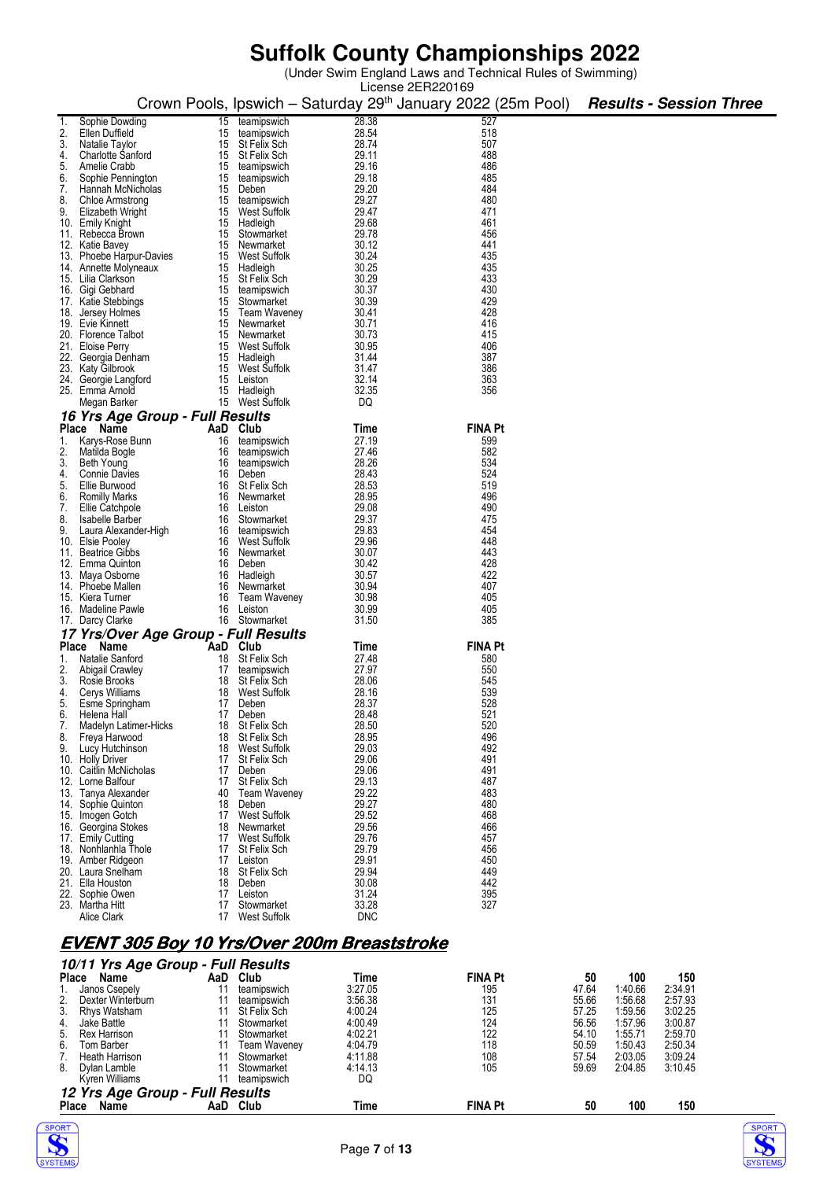# Suffolk County Championships 2022

(Under Swim England Laws and Technical Rules of Swimming)
License 2ER220169

Crown Pools, Ipswich – Saturday 29th January 2022 (25m Pool) ***Results - Session Three***

| Place | Name | AaD | Club | Time | FINA Pt |
|---|---|---|---|---|---|
| 1. | Sophie Dowding | 15 | teamipswich | 28.38 | 527 |
| 2. | Ellen Duffield | 15 | teamipswich | 28.54 | 518 |
| 3. | Natalie Taylor | 15 | St Felix Sch | 28.74 | 507 |
| 4. | Charlotte Sanford | 15 | St Felix Sch | 29.11 | 488 |
| 5. | Amelie Crabb | 15 | teamipswich | 29.16 | 486 |
| 6. | Sophie Pennington | 15 | teamipswich | 29.18 | 485 |
| 7. | Hannah McNicholas | 15 | Deben | 29.20 | 484 |
| 8. | Chloe Armstrong | 15 | teamipswich | 29.27 | 480 |
| 9. | Elizabeth Wright | 15 | West Suffolk | 29.47 | 471 |
| 10. | Emily Knight | 15 | Hadleigh | 29.68 | 461 |
| 11. | Rebecca Brown | 15 | Stowmarket | 29.78 | 456 |
| 12. | Katie Bavey | 15 | Newmarket | 30.12 | 441 |
| 13. | Phoebe Harpur-Davies | 15 | West Suffolk | 30.24 | 435 |
| 14. | Annette Molyneaux | 15 | Hadleigh | 30.25 | 435 |
| 15. | Lilia Clarkson | 15 | St Felix Sch | 30.29 | 433 |
| 16. | Gigi Gebhard | 15 | teamipswich | 30.37 | 430 |
| 17. | Katie Stebbings | 15 | Stowmarket | 30.39 | 429 |
| 18. | Jersey Holmes | 15 | Team Waveney | 30.41 | 428 |
| 19. | Evie Kinnett | 15 | Newmarket | 30.71 | 416 |
| 20. | Florence Talbot | 15 | Newmarket | 30.73 | 415 |
| 21. | Eloise Perry | 15 | West Suffolk | 30.95 | 406 |
| 22. | Georgia Denham | 15 | Hadleigh | 31.44 | 387 |
| 23. | Katy Gilbrook | 15 | West Suffolk | 31.47 | 386 |
| 24. | Georgie Langford | 15 | Leiston | 32.14 | 363 |
| 25. | Emma Arnold | 15 | Hadleigh | 32.35 | 356 |
| | Megan Barker | 15 | West Suffolk | DQ | |

### *16 Yrs Age Group - Full Results*

| Place | Name | AaD | Club | Time | FINA Pt |
|---|---|---|---|---|---|
| 1. | Karys-Rose Bunn | 16 | teamipswich | 27.19 | 599 |
| 2. | Matilda Bogle | 16 | teamipswich | 27.46 | 582 |
| 3. | Beth Young | 16 | teamipswich | 28.26 | 534 |
| 4. | Connie Davies | 16 | Deben | 28.43 | 524 |
| 5. | Ellie Burwood | 16 | St Felix Sch | 28.53 | 519 |
| 6. | Romilly Marks | 16 | Newmarket | 28.95 | 496 |
| 7. | Ellie Catchpole | 16 | Leiston | 29.08 | 490 |
| 8. | Isabelle Barber | 16 | Stowmarket | 29.37 | 475 |
| 9. | Laura Alexander-High | 16 | teamipswich | 29.83 | 454 |
| 10. | Elsie Pooley | 16 | West Suffolk | 29.96 | 448 |
| 11. | Beatrice Gibbs | 16 | Newmarket | 30.07 | 443 |
| 12. | Emma Quinton | 16 | Deben | 30.42 | 428 |
| 13. | Maya Osborne | 16 | Hadleigh | 30.57 | 422 |
| 14. | Phoebe Mallen | 16 | Newmarket | 30.94 | 407 |
| 15. | Kiera Turner | 16 | Team Waveney | 30.98 | 405 |
| 16. | Madeline Pawle | 16 | Leiston | 30.99 | 405 |
| 17. | Darcy Clarke | 16 | Stowmarket | 31.50 | 385 |

### *17 Yrs/Over Age Group - Full Results*

| Place | Name | AaD | Club | Time | FINA Pt |
|---|---|---|---|---|---|
| 1. | Natalie Sanford | 18 | St Felix Sch | 27.48 | 580 |
| 2. | Abigail Crawley | 17 | teamipswich | 27.97 | 550 |
| 3. | Rosie Brooks | 18 | St Felix Sch | 28.06 | 545 |
| 4. | Cerys Williams | 18 | West Suffolk | 28.16 | 539 |
| 5. | Esme Springham | 17 | Deben | 28.37 | 528 |
| 6. | Helena Hall | 17 | Deben | 28.48 | 521 |
| 7. | Madelyn Latimer-Hicks | 18 | St Felix Sch | 28.50 | 520 |
| 8. | Freya Harwood | 18 | St Felix Sch | 28.95 | 496 |
| 9. | Lucy Hutchinson | 18 | West Suffolk | 29.03 | 492 |
| 10. | Holly Driver | 17 | St Felix Sch | 29.06 | 491 |
| 10. | Caitlin McNicholas | 17 | Deben | 29.06 | 491 |
| 12. | Lorne Balfour | 17 | St Felix Sch | 29.13 | 487 |
| 13. | Tanya Alexander | 40 | Team Waveney | 29.22 | 483 |
| 14. | Sophie Quinton | 18 | Deben | 29.27 | 480 |
| 15. | Imogen Gotch | 17 | West Suffolk | 29.52 | 468 |
| 16. | Georgina Stokes | 18 | Newmarket | 29.56 | 466 |
| 17. | Emily Cutting | 17 | West Suffolk | 29.76 | 457 |
| 18. | Nonhlanhla Thole | 17 | St Felix Sch | 29.79 | 456 |
| 19. | Amber Ridgeon | 17 | Leiston | 29.91 | 450 |
| 20. | Laura Snelham | 18 | St Felix Sch | 29.94 | 449 |
| 21. | Ella Houston | 18 | Deben | 30.08 | 442 |
| 22. | Sophie Owen | 17 | Leiston | 31.24 | 395 |
| 23. | Martha Hitt | 17 | Stowmarket | 33.28 | 327 |
| | Alice Clark | 17 | West Suffolk | DNC | |

## *EVENT 305 Boy 10 Yrs/Over 200m Breaststroke*

### *10/11 Yrs Age Group - Full Results*

| Place | Name | AaD | Club | Time | FINA Pt | 50 | 100 | 150 |
|---|---|---|---|---|---|---|---|---|
| 1. | Janos Csepely | 11 | teamipswich | 3:27.05 | 195 | 47.64 | 1:40.66 | 2:34.91 |
| 2. | Dexter Winterburn | 11 | teamipswich | 3:56.38 | 131 | 55.66 | 1:56.68 | 2:57.93 |
| 3. | Rhys Watsham | 11 | St Felix Sch | 4:00.24 | 125 | 57.25 | 1:59.56 | 3:02.25 |
| 4. | Jake Battle | 11 | Stowmarket | 4:00.49 | 124 | 56.56 | 1:57.96 | 3:00.87 |
| 5. | Rex Harrison | 11 | Stowmarket | 4:02.21 | 122 | 54.10 | 1:55.71 | 2:59.70 |
| 6. | Tom Barber | 11 | Team Waveney | 4:04.79 | 118 | 50.59 | 1:50.43 | 2:50.34 |
| 7. | Heath Harrison | 11 | Stowmarket | 4:11.88 | 108 | 57.54 | 2:03.05 | 3:09.24 |
| 8. | Dylan Lamble | 11 | Stowmarket | 4:14.13 | 105 | 59.69 | 2:04.85 | 3:10.45 |
| | Kyren Williams | 11 | teamipswich | DQ | | | | |

### *12 Yrs Age Group - Full Results*

| Place | Name | AaD | Club | Time | FINA Pt | 50 | 100 | 150 |
|---|---|---|---|---|---|---|---|---|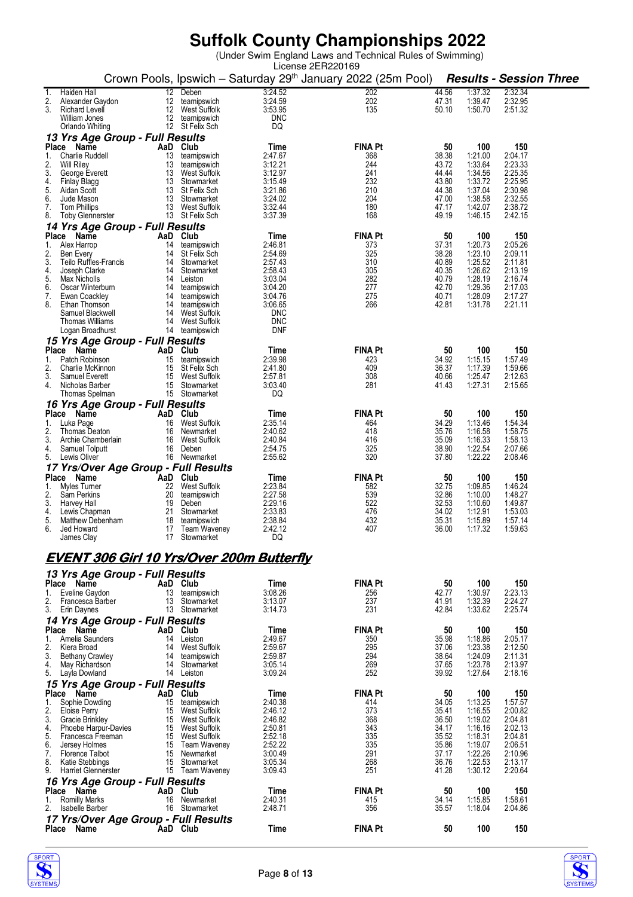# Suffolk County Championships 2022

(Under Swim England Laws and Technical Rules of Swimming)
License 2ER220169

Crown Pools, Ipswich – Saturday 29th January 2022 (25m Pool) ***Results - Session Three***

| Place | Name | AaD | Club | Time | FINA Pt | 50 | 100 | 150 |
|---|---|---|---|---|---|---|---|---|
| 1. | Haiden Hall | 12 | Deben | 3:24.52 | 202 | 44.56 | 1:37.32 | 2:32.34 |
| 2. | Alexander Gaydon | 12 | teamipswich | 3:24.59 | 202 | 47.31 | 1:39.47 | 2:32.95 |
| 3. | Richard Levell | 12 | West Suffolk | 3:53.95 | 135 | 50.10 | 1:50.70 | 2:51.32 |
| | William Jones | 12 | teamipswich | DNC | | | | |
| | Orlando Whiting | 12 | St Felix Sch | DQ | | | | |

### 13 Yrs Age Group - Full Results

| Place | Name | AaD | Club | Time | FINA Pt | 50 | 100 | 150 |
|---|---|---|---|---|---|---|---|---|
| 1. | Charlie Ruddell | 13 | teamipswich | 2:47.67 | 368 | 38.38 | 1:21.00 | 2:04.17 |
| 2. | Will Riley | 13 | teamipswich | 3:12.21 | 244 | 43.72 | 1:33.64 | 2:23.33 |
| 3. | George Everett | 13 | West Suffolk | 3:12.97 | 241 | 44.44 | 1:34.56 | 2:25.35 |
| 4. | Finlay Blagg | 13 | Stowmarket | 3:15.49 | 232 | 43.80 | 1:33.72 | 2:25.95 |
| 5. | Aidan Scott | 13 | St Felix Sch | 3:21.86 | 210 | 44.38 | 1:37.04 | 2:30.98 |
| 6. | Jude Mason | 13 | Stowmarket | 3:24.02 | 204 | 47.00 | 1:38.58 | 2:32.55 |
| 7. | Tom Phillips | 13 | West Suffolk | 3:32.44 | 180 | 47.17 | 1:42.07 | 2:38.72 |
| 8. | Toby Glennerster | 13 | St Felix Sch | 3:37.39 | 168 | 49.19 | 1:46.15 | 2:42.15 |

### 14 Yrs Age Group - Full Results

| Place | Name | AaD | Club | Time | FINA Pt | 50 | 100 | 150 |
|---|---|---|---|---|---|---|---|---|
| 1. | Alex Harrop | 14 | teamipswich | 2:46.81 | 373 | 37.31 | 1:20.73 | 2:05.26 |
| 2. | Ben Every | 14 | St Felix Sch | 2:54.69 | 325 | 38.28 | 1:23.10 | 2:09.11 |
| 3. | Teilo Ruffles-Francis | 14 | Stowmarket | 2:57.43 | 310 | 40.89 | 1:25.52 | 2:11.81 |
| 4. | Joseph Clarke | 14 | Stowmarket | 2:58.43 | 305 | 40.35 | 1:26.62 | 2:13.19 |
| 5. | Max Nicholls | 14 | Leiston | 3:03.04 | 282 | 40.79 | 1:28.19 | 2:16.74 |
| 6. | Oscar Winterburn | 14 | teamipswich | 3:04.20 | 277 | 42.70 | 1:29.36 | 2:17.03 |
| 7. | Ewan Coackley | 14 | teamipswich | 3:04.76 | 275 | 40.71 | 1:28.09 | 2:17.27 |
| 8. | Ethan Thomson | 14 | teamipswich | 3:06.65 | 266 | 42.81 | 1:31.78 | 2:21.11 |
| | Samuel Blackwell | 14 | West Suffolk | DNC | | | | |
| | Thomas Williams | 14 | West Suffolk | DNC | | | | |
| | Logan Broadhurst | 14 | teamipswich | DNF | | | | |

### 15 Yrs Age Group - Full Results

| Place | Name | AaD | Club | Time | FINA Pt | 50 | 100 | 150 |
|---|---|---|---|---|---|---|---|---|
| 1. | Patch Robinson | 15 | teamipswich | 2:39.98 | 423 | 34.92 | 1:15.15 | 1:57.49 |
| 2. | Charlie McKinnon | 15 | St Felix Sch | 2:41.80 | 409 | 36.37 | 1:17.39 | 1:59.66 |
| 3. | Samuel Everett | 15 | West Suffolk | 2:57.81 | 308 | 40.66 | 1:25.47 | 2:12.63 |
| 4. | Nicholas Barber | 15 | Stowmarket | 3:03.40 | 281 | 41.43 | 1:27.31 | 2:15.65 |
| | Thomas Spelman | 15 | Stowmarket | DQ | | | | |

### 16 Yrs Age Group - Full Results

| Place | Name | AaD | Club | Time | FINA Pt | 50 | 100 | 150 |
|---|---|---|---|---|---|---|---|---|
| 1. | Luka Page | 16 | West Suffolk | 2:35.14 | 464 | 34.29 | 1:13.46 | 1:54.34 |
| 2. | Thomas Deaton | 16 | Newmarket | 2:40.62 | 418 | 35.76 | 1:16.58 | 1:58.75 |
| 3. | Archie Chamberlain | 16 | West Suffolk | 2:40.84 | 416 | 35.09 | 1:16.33 | 1:58.13 |
| 4. | Samuel Tolputt | 16 | Deben | 2:54.75 | 325 | 38.90 | 1:22.54 | 2:07.66 |
| 5. | Lewis Oliver | 16 | Newmarket | 2:55.62 | 320 | 37.80 | 1:22.22 | 2:08.46 |

### 17 Yrs/Over Age Group - Full Results

| Place | Name | AaD | Club | Time | FINA Pt | 50 | 100 | 150 |
|---|---|---|---|---|---|---|---|---|
| 1. | Myles Turner | 22 | West Suffolk | 2:23.84 | 582 | 32.75 | 1:09.85 | 1:46.24 |
| 2. | Sam Perkins | 20 | teamipswich | 2:27.58 | 539 | 32.86 | 1:10.00 | 1:48.27 |
| 3. | Harvey Hall | 19 | Deben | 2:29.16 | 522 | 32.53 | 1:10.60 | 1:49.87 |
| 4. | Lewis Chapman | 21 | Stowmarket | 2:33.83 | 476 | 34.02 | 1:12.91 | 1:53.03 |
| 5. | Matthew Debenham | 18 | teamipswich | 2:38.84 | 432 | 35.31 | 1:15.89 | 1:57.14 |
| 6. | Jed Howard | 17 | Team Waveney | 2:42.12 | 407 | 36.00 | 1:17.32 | 1:59.63 |
| | James Clay | 17 | Stowmarket | DQ | | | | |

## EVENT 306 Girl 10 Yrs/Over 200m Butterfly

### 13 Yrs Age Group - Full Results

| Place | Name | AaD | Club | Time | FINA Pt | 50 | 100 | 150 |
|---|---|---|---|---|---|---|---|---|
| 1. | Eveline Gaydon | 13 | teamipswich | 3:08.26 | 256 | 42.77 | 1:30.97 | 2:23.13 |
| 2. | Francesca Barber | 13 | Stowmarket | 3:13.07 | 237 | 41.91 | 1:32.39 | 2:24.27 |
| 3. | Erin Daynes | 13 | Stowmarket | 3:14.73 | 231 | 42.84 | 1:33.62 | 2:25.74 |

### 14 Yrs Age Group - Full Results

| Place | Name | AaD | Club | Time | FINA Pt | 50 | 100 | 150 |
|---|---|---|---|---|---|---|---|---|
| 1. | Amelia Saunders | 14 | Leiston | 2:49.67 | 350 | 35.98 | 1:18.86 | 2:05.17 |
| 2. | Kiera Broad | 14 | West Suffolk | 2:59.67 | 295 | 37.06 | 1:23.38 | 2:12.50 |
| 3. | Bethany Crawley | 14 | teamipswich | 2:59.87 | 294 | 38.64 | 1:24.09 | 2:11.31 |
| 4. | May Richardson | 14 | Stowmarket | 3:05.14 | 269 | 37.65 | 1:23.78 | 2:13.97 |
| 5. | Layla Dowland | 14 | Leiston | 3:09.24 | 252 | 39.92 | 1:27.64 | 2:18.16 |

### 15 Yrs Age Group - Full Results

| Place | Name | AaD | Club | Time | FINA Pt | 50 | 100 | 150 |
|---|---|---|---|---|---|---|---|---|
| 1. | Sophie Dowding | 15 | teamipswich | 2:40.38 | 414 | 34.05 | 1:13.25 | 1:57.57 |
| 2. | Eloise Perry | 15 | West Suffolk | 2:46.12 | 373 | 35.41 | 1:16.55 | 2:00.82 |
| 3. | Gracie Brinkley | 15 | West Suffolk | 2:46.82 | 368 | 36.50 | 1:19.02 | 2:04.81 |
| 4. | Phoebe Harpur-Davies | 15 | West Suffolk | 2:50.81 | 343 | 34.17 | 1:16.16 | 2:02.13 |
| 5. | Francesca Freeman | 15 | West Suffolk | 2:52.18 | 335 | 35.52 | 1:18.31 | 2:04.81 |
| 6. | Jersey Holmes | 15 | Team Waveney | 2:52.22 | 335 | 35.86 | 1:19.07 | 2:06.51 |
| 7. | Florence Talbot | 15 | Newmarket | 3:00.49 | 291 | 37.17 | 1:22.26 | 2:10.96 |
| 8. | Katie Stebbings | 15 | Stowmarket | 3:05.34 | 268 | 36.76 | 1:22.53 | 2:13.17 |
| 9. | Harriet Glennerster | 15 | Team Waveney | 3:09.43 | 251 | 41.28 | 1:30.12 | 2:20.64 |

### 16 Yrs Age Group - Full Results

| Place | Name | AaD | Club | Time | FINA Pt | 50 | 100 | 150 |
|---|---|---|---|---|---|---|---|---|
| 1. | Romilly Marks | 16 | Newmarket | 2:40.31 | 415 | 34.14 | 1:15.85 | 1:58.61 |
| 2. | Isabelle Barber | 16 | Stowmarket | 2:48.71 | 356 | 35.57 | 1:18.04 | 2:04.86 |

### 17 Yrs/Over Age Group - Full Results

| Place | Name | AaD | Club | Time | FINA Pt | 50 | 100 | 150 |
|---|---|---|---|---|---|---|---|---|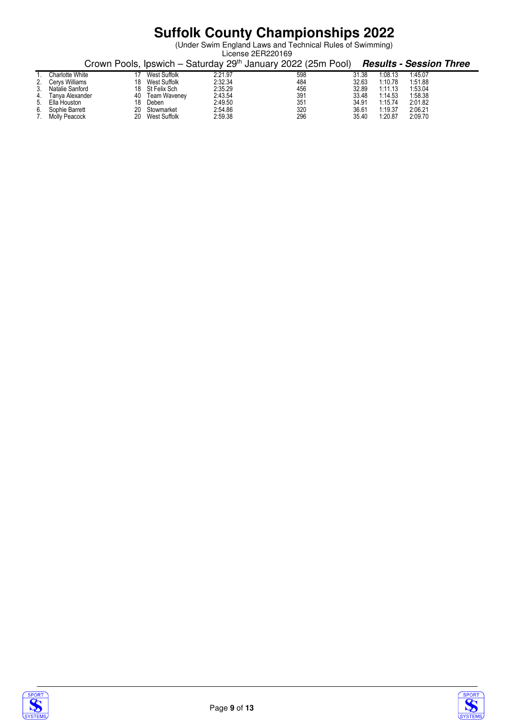# Suffolk County Championships 2022

(Under Swim England Laws and Technical Rules of Swimming)

License 2ER220169

Crown Pools, Ipswich – Saturday 29th January 2022 (25m Pool) ***Results - Session Three***

| | | | | | | | | |
|---|---|---|---|---|---|---|---|---|
| 1. | Charlotte White | 17 | West Suffolk | 2:21.97 | 598 | 31.38 | 1:08.13 | 1:45.07 |
| 2. | Cerys Williams | 18 | West Suffolk | 2:32.34 | 484 | 32.63 | 1:10.78 | 1:51.88 |
| 3. | Natalie Sanford | 18 | St Felix Sch | 2:35.29 | 456 | 32.89 | 1:11.13 | 1:53.04 |
| 4. | Tanya Alexander | 40 | Team Waveney | 2:43.54 | 391 | 33.48 | 1:14.53 | 1:58.38 |
| 5. | Ella Houston | 18 | Deben | 2:49.50 | 351 | 34.91 | 1:15.74 | 2:01.82 |
| 6. | Sophie Barrett | 20 | Stowmarket | 2:54.86 | 320 | 36.61 | 1:19.37 | 2:06.21 |
| 7. | Molly Peacock | 20 | West Suffolk | 2:59.38 | 296 | 35.40 | 1:20.87 | 2:09.70 |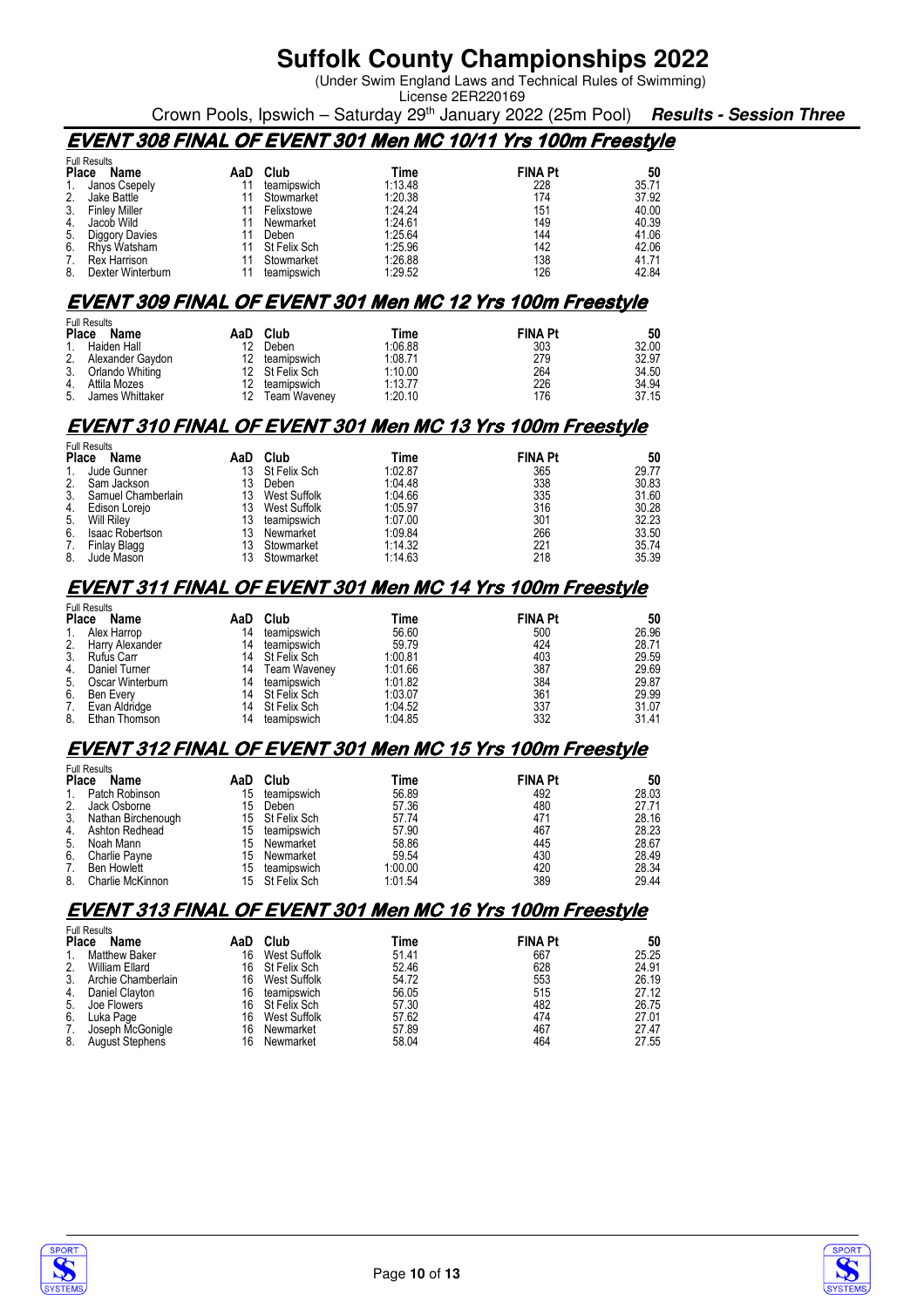# Suffolk County Championships 2022

(Under Swim England Laws and Technical Rules of Swimming)
License 2ER220169

Crown Pools, Ipswich – Saturday 29th January 2022 (25m Pool) ***Results - Session Three***

## EVENT 308 FINAL OF EVENT 301 Men MC 10/11 Yrs 100m Freestyle

Full Results

| Place | Name | AaD | Club | Time | FINA Pt | 50 |
|---|---|---|---|---|---|---|
| 1. | Janos Csepely | 11 | teamipswich | 1:13.48 | 228 | 35.71 |
| 2. | Jake Battle | 11 | Stowmarket | 1:20.38 | 174 | 37.92 |
| 3. | Finley Miller | 11 | Felixstowe | 1:24.24 | 151 | 40.00 |
| 4. | Jacob Wild | 11 | Newmarket | 1:24.61 | 149 | 40.39 |
| 5. | Diggory Davies | 11 | Deben | 1:25.64 | 144 | 41.06 |
| 6. | Rhys Watsham | 11 | St Felix Sch | 1:25.96 | 142 | 42.06 |
| 7. | Rex Harrison | 11 | Stowmarket | 1:26.88 | 138 | 41.71 |
| 8. | Dexter Winterburn | 11 | teamipswich | 1:29.52 | 126 | 42.84 |

## EVENT 309 FINAL OF EVENT 301 Men MC 12 Yrs 100m Freestyle

Full Results

| Place | Name | AaD | Club | Time | FINA Pt | 50 |
|---|---|---|---|---|---|---|
| 1. | Haiden Hall | 12 | Deben | 1:06.88 | 303 | 32.00 |
| 2. | Alexander Gaydon | 12 | teamipswich | 1:08.71 | 279 | 32.97 |
| 3. | Orlando Whiting | 12 | St Felix Sch | 1:10.00 | 264 | 34.50 |
| 4. | Attila Mozes | 12 | teamipswich | 1:13.77 | 226 | 34.94 |
| 5. | James Whittaker | 12 | Team Waveney | 1:20.10 | 176 | 37.15 |

## EVENT 310 FINAL OF EVENT 301 Men MC 13 Yrs 100m Freestyle

Full Results

| Place | Name | AaD | Club | Time | FINA Pt | 50 |
|---|---|---|---|---|---|---|
| 1. | Jude Gunner | 13 | St Felix Sch | 1:02.87 | 365 | 29.77 |
| 2. | Sam Jackson | 13 | Deben | 1:04.48 | 338 | 30.83 |
| 3. | Samuel Chamberlain | 13 | West Suffolk | 1:04.66 | 335 | 31.60 |
| 4. | Edison Lorejo | 13 | West Suffolk | 1:05.97 | 316 | 30.28 |
| 5. | Will Riley | 13 | teamipswich | 1:07.00 | 301 | 32.23 |
| 6. | Isaac Robertson | 13 | Newmarket | 1:09.84 | 266 | 33.50 |
| 7. | Finlay Blagg | 13 | Stowmarket | 1:14.32 | 221 | 35.74 |
| 8. | Jude Mason | 13 | Stowmarket | 1:14.63 | 218 | 35.39 |

## EVENT 311 FINAL OF EVENT 301 Men MC 14 Yrs 100m Freestyle

Full Results

| Place | Name | AaD | Club | Time | FINA Pt | 50 |
|---|---|---|---|---|---|---|
| 1. | Alex Harrop | 14 | teamipswich | 56.60 | 500 | 26.96 |
| 2. | Harry Alexander | 14 | teamipswich | 59.79 | 424 | 28.71 |
| 3. | Rufus Carr | 14 | St Felix Sch | 1:00.81 | 403 | 29.59 |
| 4. | Daniel Turner | 14 | Team Waveney | 1:01.66 | 387 | 29.69 |
| 5. | Oscar Winterburn | 14 | teamipswich | 1:01.82 | 384 | 29.87 |
| 6. | Ben Every | 14 | St Felix Sch | 1:03.07 | 361 | 29.99 |
| 7. | Evan Aldridge | 14 | St Felix Sch | 1:04.52 | 337 | 31.07 |
| 8. | Ethan Thomson | 14 | teamipswich | 1:04.85 | 332 | 31.41 |

## EVENT 312 FINAL OF EVENT 301 Men MC 15 Yrs 100m Freestyle

Full Results

| Place | Name | AaD | Club | Time | FINA Pt | 50 |
|---|---|---|---|---|---|---|
| 1. | Patch Robinson | 15 | teamipswich | 56.89 | 492 | 28.03 |
| 2. | Jack Osborne | 15 | Deben | 57.36 | 480 | 27.71 |
| 3. | Nathan Birchenough | 15 | St Felix Sch | 57.74 | 471 | 28.16 |
| 4. | Ashton Redhead | 15 | teamipswich | 57.90 | 467 | 28.23 |
| 5. | Noah Mann | 15 | Newmarket | 58.86 | 445 | 28.67 |
| 6. | Charlie Payne | 15 | Newmarket | 59.54 | 430 | 28.49 |
| 7. | Ben Howlett | 15 | teamipswich | 1:00.00 | 420 | 28.34 |
| 8. | Charlie McKinnon | 15 | St Felix Sch | 1:01.54 | 389 | 29.44 |

## EVENT 313 FINAL OF EVENT 301 Men MC 16 Yrs 100m Freestyle

Full Results

| Place | Name | AaD | Club | Time | FINA Pt | 50 |
|---|---|---|---|---|---|---|
| 1. | Matthew Baker | 16 | West Suffolk | 51.41 | 667 | 25.25 |
| 2. | William Ellard | 16 | St Felix Sch | 52.46 | 628 | 24.91 |
| 3. | Archie Chamberlain | 16 | West Suffolk | 54.72 | 553 | 26.19 |
| 4. | Daniel Clayton | 16 | teamipswich | 56.05 | 515 | 27.12 |
| 5. | Joe Flowers | 16 | St Felix Sch | 57.30 | 482 | 26.75 |
| 6. | Luka Page | 16 | West Suffolk | 57.62 | 474 | 27.01 |
| 7. | Joseph McGonigle | 16 | Newmarket | 57.89 | 467 | 27.47 |
| 8. | August Stephens | 16 | Newmarket | 58.04 | 464 | 27.55 |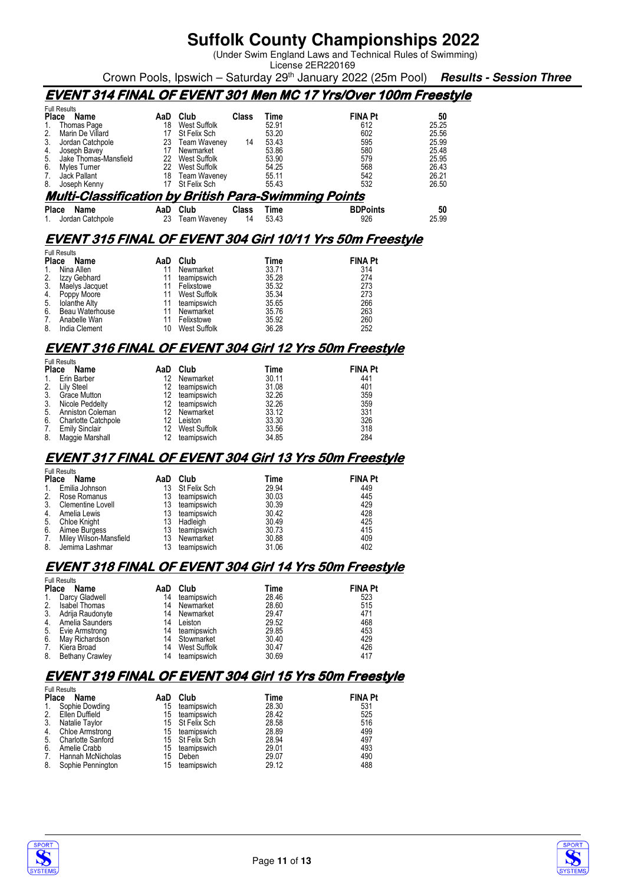# Suffolk County Championships 2022

(Under Swim England Laws and Technical Rules of Swimming)
License 2ER220169

Crown Pools, Ipswich – Saturday 29th January 2022 (25m Pool) ***Results - Session Three***

## EVENT 314 FINAL OF EVENT 301 Men MC 17 Yrs/Over 100m Freestyle

Full Results

| Place | Name | AaD | Club | Class | Time | FINA Pt | 50 |
|---|---|---|---|---|---|---|---|
| 1. | Thomas Page | 18 | West Suffolk | | 52.91 | 612 | 25.25 |
| 2. | Marin De Villard | 17 | St Felix Sch | | 53.20 | 602 | 25.56 |
| 3. | Jordan Catchpole | 23 | Team Waveney | 14 | 53.43 | 595 | 25.99 |
| 4. | Joseph Bavey | 17 | Newmarket | | 53.86 | 580 | 25.48 |
| 5. | Jake Thomas-Mansfield | 22 | West Suffolk | | 53.90 | 579 | 25.95 |
| 6. | Myles Turner | 22 | West Suffolk | | 54.25 | 568 | 26.43 |
| 7. | Jack Pallant | 18 | Team Waveney | | 55.11 | 542 | 26.21 |
| 8. | Joseph Kenny | 17 | St Felix Sch | | 55.43 | 532 | 26.50 |

### Multi-Classification by British Para-Swimming Points

| Place | Name | AaD | Club | Class | Time | BDPoints | 50 |
|---|---|---|---|---|---|---|---|
| 1. | Jordan Catchpole | 23 | Team Waveney | 14 | 53.43 | 926 | 25.99 |

## EVENT 315 FINAL OF EVENT 304 Girl 10/11 Yrs 50m Freestyle

Full Results

| Place | Name | AaD | Club | Time | FINA Pt |
|---|---|---|---|---|---|
| 1. | Nina Allen | 11 | Newmarket | 33.71 | 314 |
| 2. | Izzy Gebhard | 11 | teamipswich | 35.28 | 274 |
| 3. | Maelys Jacquet | 11 | Felixstowe | 35.32 | 273 |
| 4. | Poppy Moore | 11 | West Suffolk | 35.34 | 273 |
| 5. | Iolanthe Alty | 11 | teamipswich | 35.65 | 266 |
| 6. | Beau Waterhouse | 11 | Newmarket | 35.76 | 263 |
| 7. | Anabelle Wan | 11 | Felixstowe | 35.92 | 260 |
| 8. | India Clement | 10 | West Suffolk | 36.28 | 252 |

## EVENT 316 FINAL OF EVENT 304 Girl 12 Yrs 50m Freestyle

Full Results

| Place | Name | AaD | Club | Time | FINA Pt |
|---|---|---|---|---|---|
| 1. | Erin Barber | 12 | Newmarket | 30.11 | 441 |
| 2. | Lily Steel | 12 | teamipswich | 31.08 | 401 |
| 3. | Grace Mutton | 12 | teamipswich | 32.26 | 359 |
| 3. | Nicole Peddelty | 12 | teamipswich | 32.26 | 359 |
| 5. | Anniston Coleman | 12 | Newmarket | 33.12 | 331 |
| 6. | Charlotte Catchpole | 12 | Leiston | 33.30 | 326 |
| 7. | Emily Sinclair | 12 | West Suffolk | 33.56 | 318 |
| 8. | Maggie Marshall | 12 | teamipswich | 34.85 | 284 |

## EVENT 317 FINAL OF EVENT 304 Girl 13 Yrs 50m Freestyle

Full Results

| Place | Name | AaD | Club | Time | FINA Pt |
|---|---|---|---|---|---|
| 1. | Emilia Johnson | 13 | St Felix Sch | 29.94 | 449 |
| 2. | Rose Romanus | 13 | teamipswich | 30.03 | 445 |
| 3. | Clementine Lovell | 13 | teamipswich | 30.39 | 429 |
| 4. | Amelia Lewis | 13 | teamipswich | 30.42 | 428 |
| 5. | Chloe Knight | 13 | Hadleigh | 30.49 | 425 |
| 6. | Aimee Burgess | 13 | teamipswich | 30.73 | 415 |
| 7. | Miley Wilson-Mansfield | 13 | Newmarket | 30.88 | 409 |
| 8. | Jemima Lashmar | 13 | teamipswich | 31.06 | 402 |

## EVENT 318 FINAL OF EVENT 304 Girl 14 Yrs 50m Freestyle

Full Results

| Place | Name | AaD | Club | Time | FINA Pt |
|---|---|---|---|---|---|
| 1. | Darcy Gladwell | 14 | teamipswich | 28.46 | 523 |
| 2. | Isabel Thomas | 14 | Newmarket | 28.60 | 515 |
| 3. | Adrija Raudonyte | 14 | Newmarket | 29.47 | 471 |
| 4. | Amelia Saunders | 14 | Leiston | 29.52 | 468 |
| 5. | Evie Armstrong | 14 | teamipswich | 29.85 | 453 |
| 6. | May Richardson | 14 | Stowmarket | 30.40 | 429 |
| 7. | Kiera Broad | 14 | West Suffolk | 30.47 | 426 |
| 8. | Bethany Crawley | 14 | teamipswich | 30.69 | 417 |

## EVENT 319 FINAL OF EVENT 304 Girl 15 Yrs 50m Freestyle

Full Results

| Place | Name | AaD | Club | Time | FINA Pt |
|---|---|---|---|---|---|
| 1. | Sophie Dowding | 15 | teamipswich | 28.30 | 531 |
| 2. | Ellen Duffield | 15 | teamipswich | 28.42 | 525 |
| 3. | Natalie Taylor | 15 | St Felix Sch | 28.58 | 516 |
| 4. | Chloe Armstrong | 15 | teamipswich | 28.89 | 499 |
| 5. | Charlotte Sanford | 15 | St Felix Sch | 28.94 | 497 |
| 6. | Amelie Crabb | 15 | teamipswich | 29.01 | 493 |
| 7. | Hannah McNicholas | 15 | Deben | 29.07 | 490 |
| 8. | Sophie Pennington | 15 | teamipswich | 29.12 | 488 |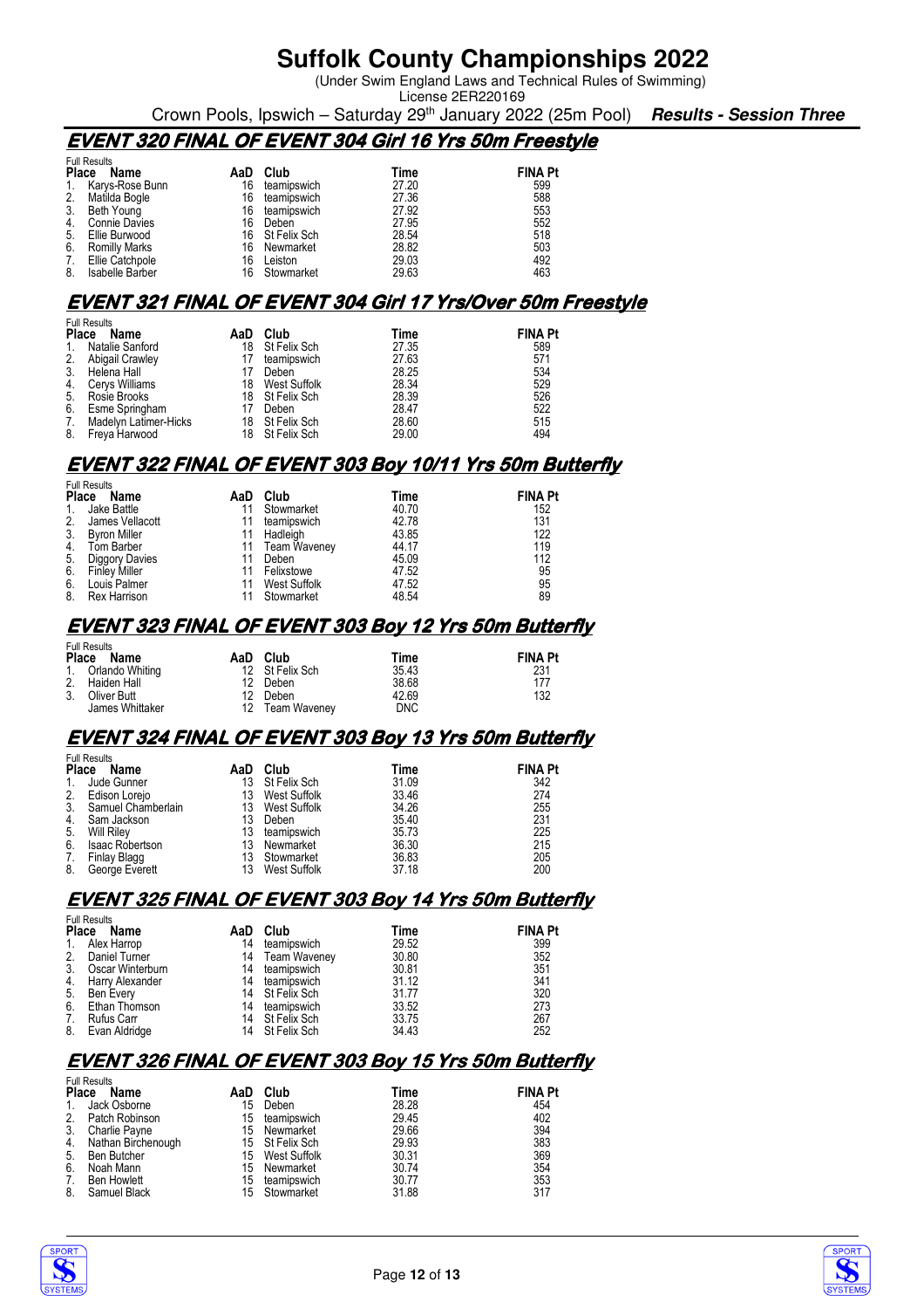# Suffolk County Championships 2022

(Under Swim England Laws and Technical Rules of Swimming)

License 2ER220169

Crown Pools, Ipswich – Saturday 29th January 2022 (25m Pool) ***Results - Session Three***

## EVENT 320 FINAL OF EVENT 304 Girl 16 Yrs 50m Freestyle

Full Results

| Place | Name | AaD | Club | Time | FINA Pt |
|---|---|---|---|---|---|
| 1. | Karys-Rose Bunn | 16 | teamipswich | 27.20 | 599 |
| 2. | Matilda Bogle | 16 | teamipswich | 27.36 | 588 |
| 3. | Beth Young | 16 | teamipswich | 27.92 | 553 |
| 4. | Connie Davies | 16 | Deben | 27.95 | 552 |
| 5. | Ellie Burwood | 16 | St Felix Sch | 28.54 | 518 |
| 6. | Romilly Marks | 16 | Newmarket | 28.82 | 503 |
| 7. | Ellie Catchpole | 16 | Leiston | 29.03 | 492 |
| 8. | Isabelle Barber | 16 | Stowmarket | 29.63 | 463 |

## EVENT 321 FINAL OF EVENT 304 Girl 17 Yrs/Over 50m Freestyle

Full Results

| Place | Name | AaD | Club | Time | FINA Pt |
|---|---|---|---|---|---|
| 1. | Natalie Sanford | 18 | St Felix Sch | 27.35 | 589 |
| 2. | Abigail Crawley | 17 | teamipswich | 27.63 | 571 |
| 3. | Helena Hall | 17 | Deben | 28.25 | 534 |
| 4. | Cerys Williams | 18 | West Suffolk | 28.34 | 529 |
| 5. | Rosie Brooks | 18 | St Felix Sch | 28.39 | 526 |
| 6. | Esme Springham | 17 | Deben | 28.47 | 522 |
| 7. | Madelyn Latimer-Hicks | 18 | St Felix Sch | 28.60 | 515 |
| 8. | Freya Harwood | 18 | St Felix Sch | 29.00 | 494 |

## EVENT 322 FINAL OF EVENT 303 Boy 10/11 Yrs 50m Butterfly

Full Results

| Place | Name | AaD | Club | Time | FINA Pt |
|---|---|---|---|---|---|
| 1. | Jake Battle | 11 | Stowmarket | 40.70 | 152 |
| 2. | James Vellacott | 11 | teamipswich | 42.78 | 131 |
| 3. | Byron Miller | 11 | Hadleigh | 43.85 | 122 |
| 4. | Tom Barber | 11 | Team Waveney | 44.17 | 119 |
| 5. | Diggory Davies | 11 | Deben | 45.09 | 112 |
| 6. | Finley Miller | 11 | Felixstowe | 47.52 | 95 |
| 6. | Louis Palmer | 11 | West Suffolk | 47.52 | 95 |
| 8. | Rex Harrison | 11 | Stowmarket | 48.54 | 89 |

## EVENT 323 FINAL OF EVENT 303 Boy 12 Yrs 50m Butterfly

Full Results

| Place | Name | AaD | Club | Time | FINA Pt |
|---|---|---|---|---|---|
| 1. | Orlando Whiting | 12 | St Felix Sch | 35.43 | 231 |
| 2. | Haiden Hall | 12 | Deben | 38.68 | 177 |
| 3. | Oliver Butt | 12 | Deben | 42.69 | 132 |
| | James Whittaker | 12 | Team Waveney | DNC | |

## EVENT 324 FINAL OF EVENT 303 Boy 13 Yrs 50m Butterfly

Full Results

| Place | Name | AaD | Club | Time | FINA Pt |
|---|---|---|---|---|---|
| 1. | Jude Gunner | 13 | St Felix Sch | 31.09 | 342 |
| 2. | Edison Lorejo | 13 | West Suffolk | 33.46 | 274 |
| 3. | Samuel Chamberlain | 13 | West Suffolk | 34.26 | 255 |
| 4. | Sam Jackson | 13 | Deben | 35.40 | 231 |
| 5. | Will Riley | 13 | teamipswich | 35.73 | 225 |
| 6. | Isaac Robertson | 13 | Newmarket | 36.30 | 215 |
| 7. | Finlay Blagg | 13 | Stowmarket | 36.83 | 205 |
| 8. | George Everett | 13 | West Suffolk | 37.18 | 200 |

## EVENT 325 FINAL OF EVENT 303 Boy 14 Yrs 50m Butterfly

Full Results

| Place | Name | AaD | Club | Time | FINA Pt |
|---|---|---|---|---|---|
| 1. | Alex Harrop | 14 | teamipswich | 29.52 | 399 |
| 2. | Daniel Turner | 14 | Team Waveney | 30.80 | 352 |
| 3. | Oscar Winterburn | 14 | teamipswich | 30.81 | 351 |
| 4. | Harry Alexander | 14 | teamipswich | 31.12 | 341 |
| 5. | Ben Every | 14 | St Felix Sch | 31.77 | 320 |
| 6. | Ethan Thomson | 14 | teamipswich | 33.52 | 273 |
| 7. | Rufus Carr | 14 | St Felix Sch | 33.75 | 267 |
| 8. | Evan Aldridge | 14 | St Felix Sch | 34.43 | 252 |

## EVENT 326 FINAL OF EVENT 303 Boy 15 Yrs 50m Butterfly

Full Results

| Place | Name | AaD | Club | Time | FINA Pt |
|---|---|---|---|---|---|
| 1. | Jack Osborne | 15 | Deben | 28.28 | 454 |
| 2. | Patch Robinson | 15 | teamipswich | 29.45 | 402 |
| 3. | Charlie Payne | 15 | Newmarket | 29.66 | 394 |
| 4. | Nathan Birchenough | 15 | St Felix Sch | 29.93 | 383 |
| 5. | Ben Butcher | 15 | West Suffolk | 30.31 | 369 |
| 6. | Noah Mann | 15 | Newmarket | 30.74 | 354 |
| 7. | Ben Howlett | 15 | teamipswich | 30.77 | 353 |
| 8. | Samuel Black | 15 | Stowmarket | 31.88 | 317 |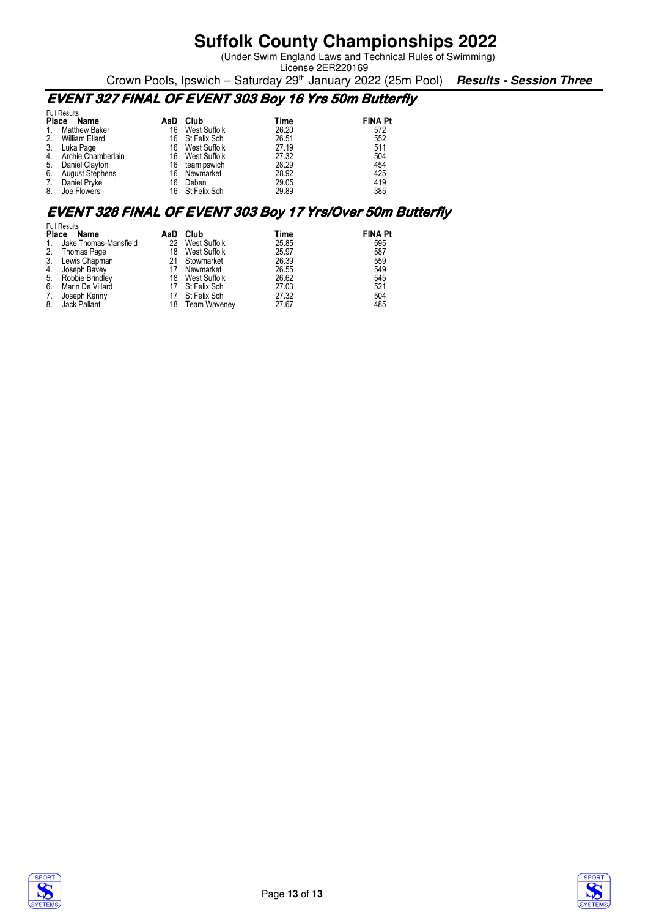# Suffolk County Championships 2022

(Under Swim England Laws and Technical Rules of Swimming)
License 2ER220169

Crown Pools, Ipswich – Saturday 29th January 2022 (25m Pool) ***Results - Session Three***

## EVENT 327 FINAL OF EVENT 303 Boy 16 Yrs 50m Butterfly

Full Results

| Place | Name | AaD | Club | Time | FINA Pt |
|---|---|---|---|---|---|
| 1. | Matthew Baker | 16 | West Suffolk | 26.20 | 572 |
| 2. | William Ellard | 16 | St Felix Sch | 26.51 | 552 |
| 3. | Luka Page | 16 | West Suffolk | 27.19 | 511 |
| 4. | Archie Chamberlain | 16 | West Suffolk | 27.32 | 504 |
| 5. | Daniel Clayton | 16 | teamipswich | 28.29 | 454 |
| 6. | August Stephens | 16 | Newmarket | 28.92 | 425 |
| 7. | Daniel Pryke | 16 | Deben | 29.05 | 419 |
| 8. | Joe Flowers | 16 | St Felix Sch | 29.89 | 385 |

## EVENT 328 FINAL OF EVENT 303 Boy 17 Yrs/Over 50m Butterfly

Full Results

| Place | Name | AaD | Club | Time | FINA Pt |
|---|---|---|---|---|---|
| 1. | Jake Thomas-Mansfield | 22 | West Suffolk | 25.85 | 595 |
| 2. | Thomas Page | 18 | West Suffolk | 25.97 | 587 |
| 3. | Lewis Chapman | 21 | Stowmarket | 26.39 | 559 |
| 4. | Joseph Bavey | 17 | Newmarket | 26.55 | 549 |
| 5. | Robbie Brindley | 18 | West Suffolk | 26.62 | 545 |
| 6. | Marin De Villard | 17 | St Felix Sch | 27.03 | 521 |
| 7. | Joseph Kenny | 17 | St Felix Sch | 27.32 | 504 |
| 8. | Jack Pallant | 18 | Team Waveney | 27.67 | 485 |